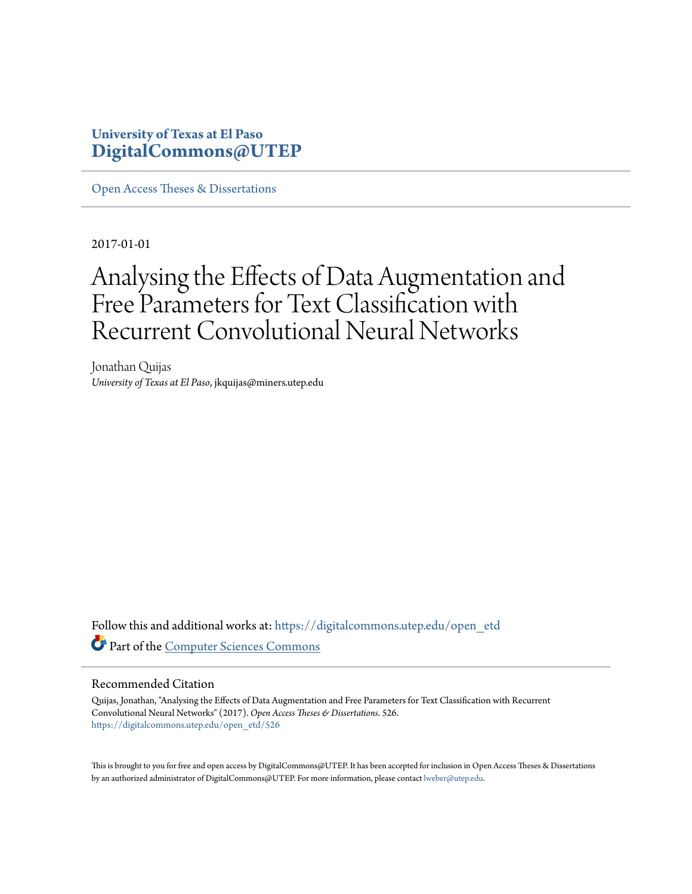**University of Texas at El Paso**
**DigitalCommons@UTEP**

Open Access Theses & Dissertations

2017-01-01

# Analysing the Effects of Data Augmentation and Free Parameters for Text Classification with Recurrent Convolutional Neural Networks

Jonathan Quijas
*University of Texas at El Paso*, jkquijas@miners.utep.edu

Follow this and additional works at: https://digitalcommons.utep.edu/open_etd

Part of the Computer Sciences Commons

## Recommended Citation

Quijas, Jonathan, "Analysing the Effects of Data Augmentation and Free Parameters for Text Classification with Recurrent Convolutional Neural Networks" (2017). *Open Access Theses & Dissertations*. 526.
https://digitalcommons.utep.edu/open_etd/526

This is brought to you for free and open access by DigitalCommons@UTEP. It has been accepted for inclusion in Open Access Theses & Dissertations by an authorized administrator of DigitalCommons@UTEP. For more information, please contact lweber@utep.edu.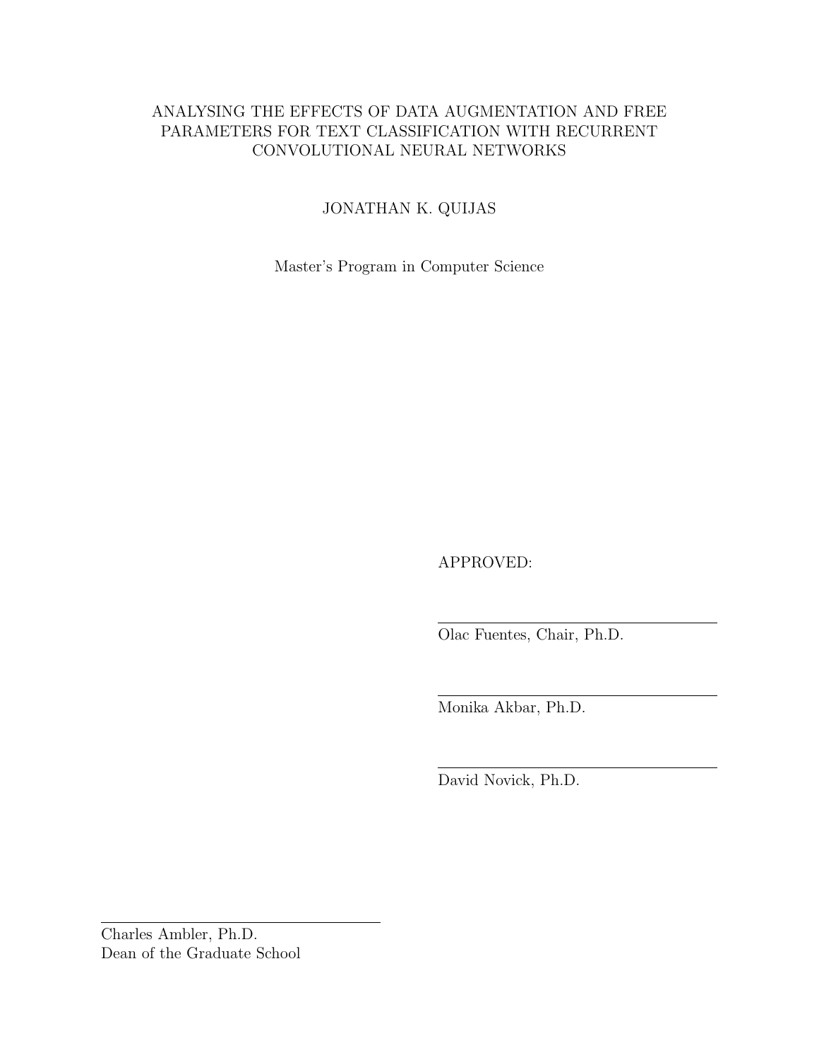ANALYSING THE EFFECTS OF DATA AUGMENTATION AND FREE PARAMETERS FOR TEXT CLASSIFICATION WITH RECURRENT CONVOLUTIONAL NEURAL NETWORKS

JONATHAN K. QUIJAS

Master's Program in Computer Science

APPROVED:

Olac Fuentes, Chair, Ph.D.

Monika Akbar, Ph.D.

David Novick, Ph.D.

Charles Ambler, Ph.D.
Dean of the Graduate School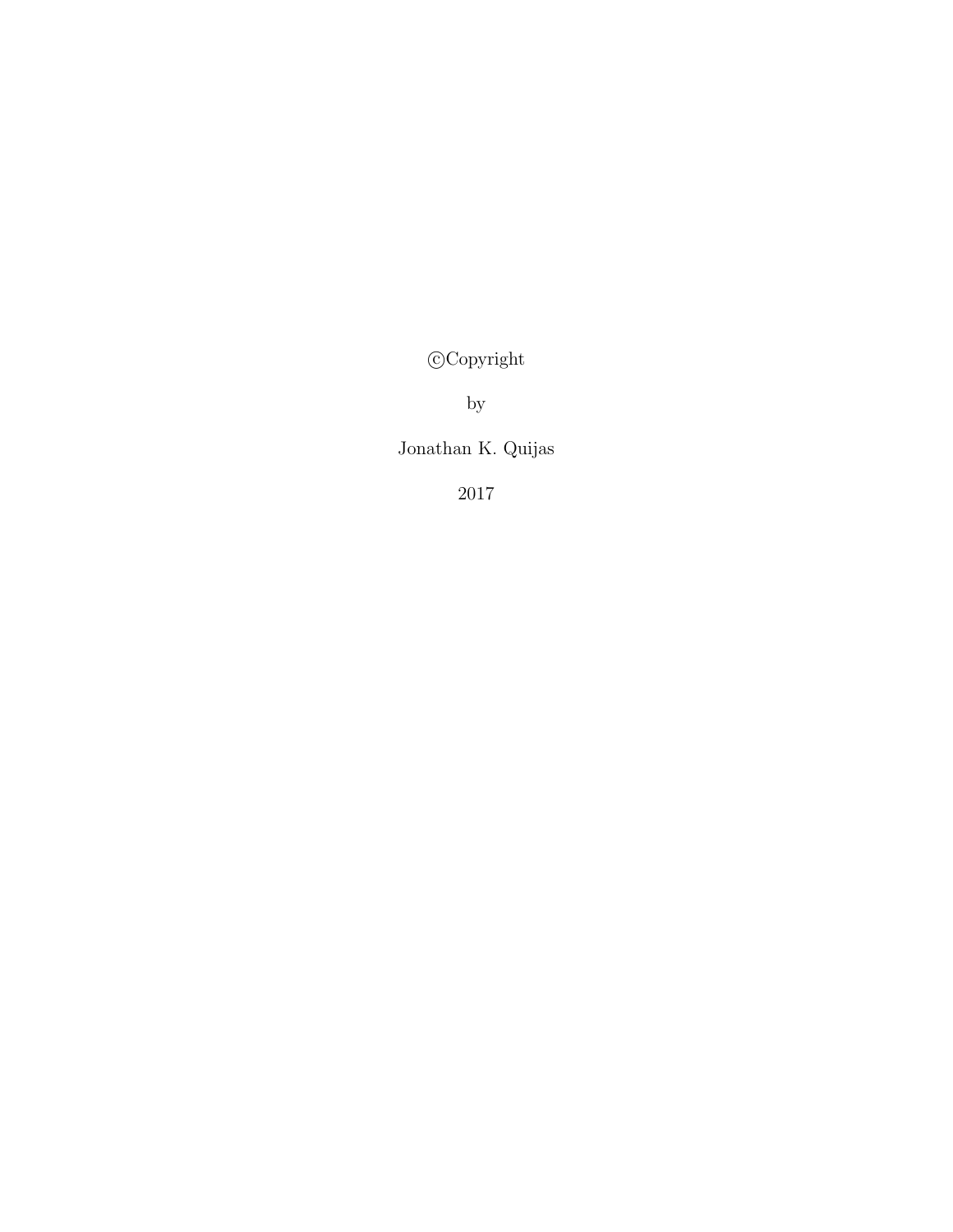©Copyright

by

Jonathan K. Quijas

2017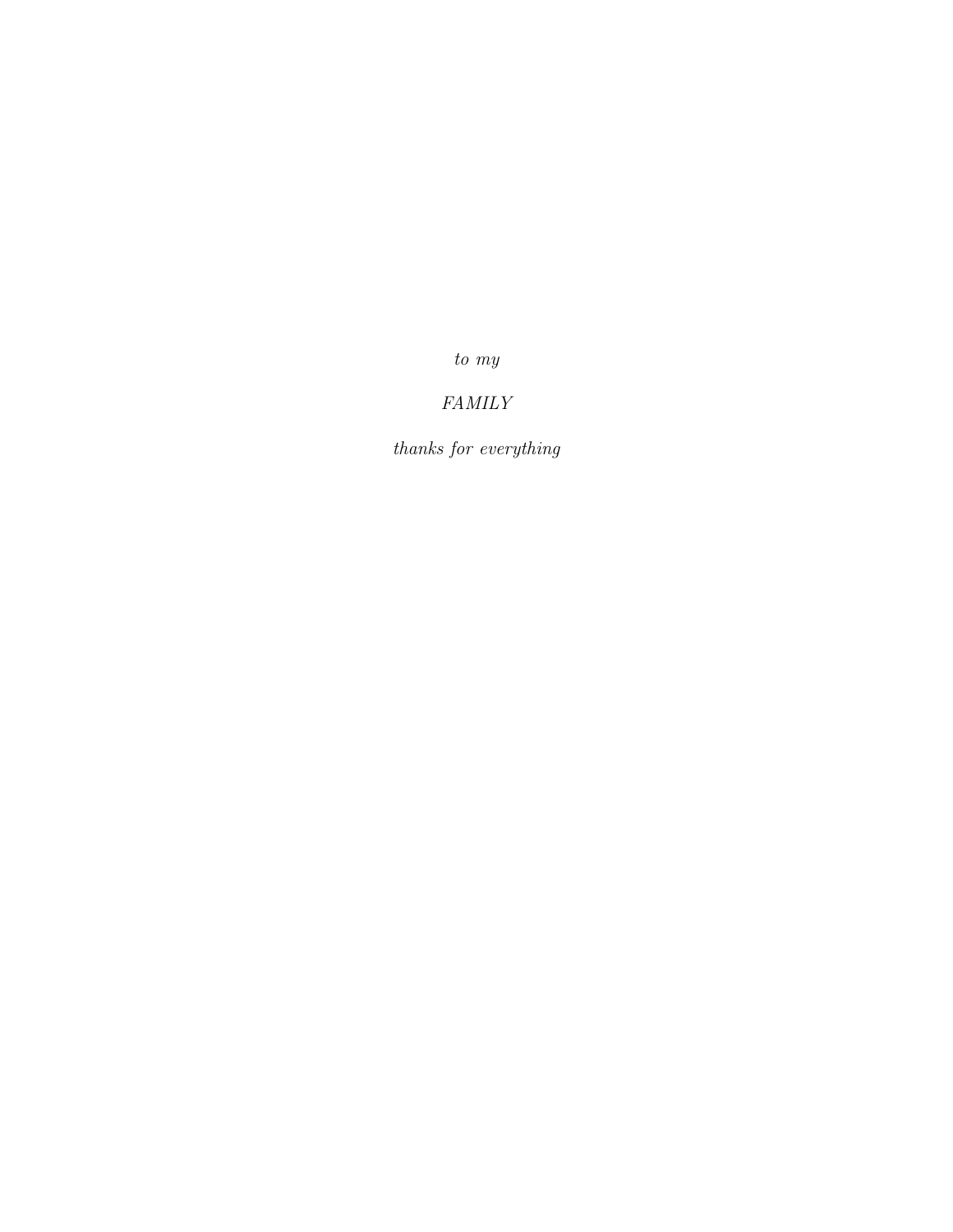*to my*

*FAMILY*

*thanks for everything*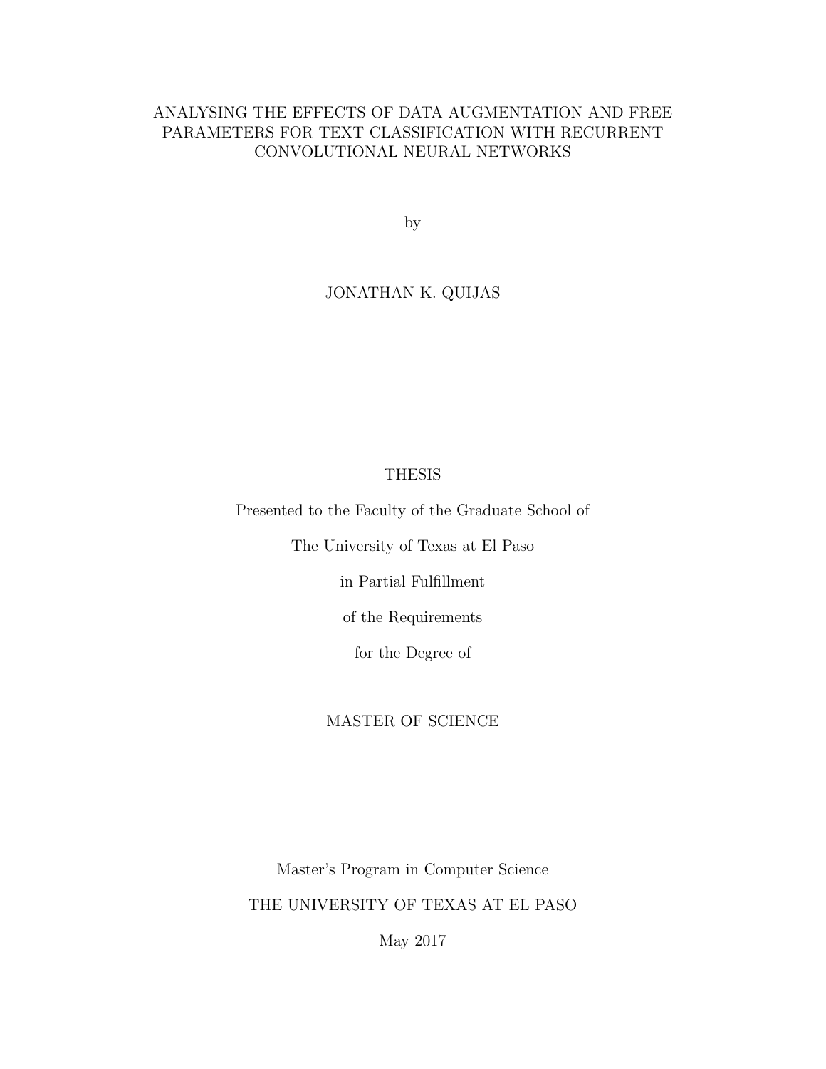# ANALYSING THE EFFECTS OF DATA AUGMENTATION AND FREE PARAMETERS FOR TEXT CLASSIFICATION WITH RECURRENT CONVOLUTIONAL NEURAL NETWORKS

by

JONATHAN K. QUIJAS

THESIS

Presented to the Faculty of the Graduate School of

The University of Texas at El Paso

in Partial Fulfillment

of the Requirements

for the Degree of

MASTER OF SCIENCE

Master's Program in Computer Science

THE UNIVERSITY OF TEXAS AT EL PASO

May 2017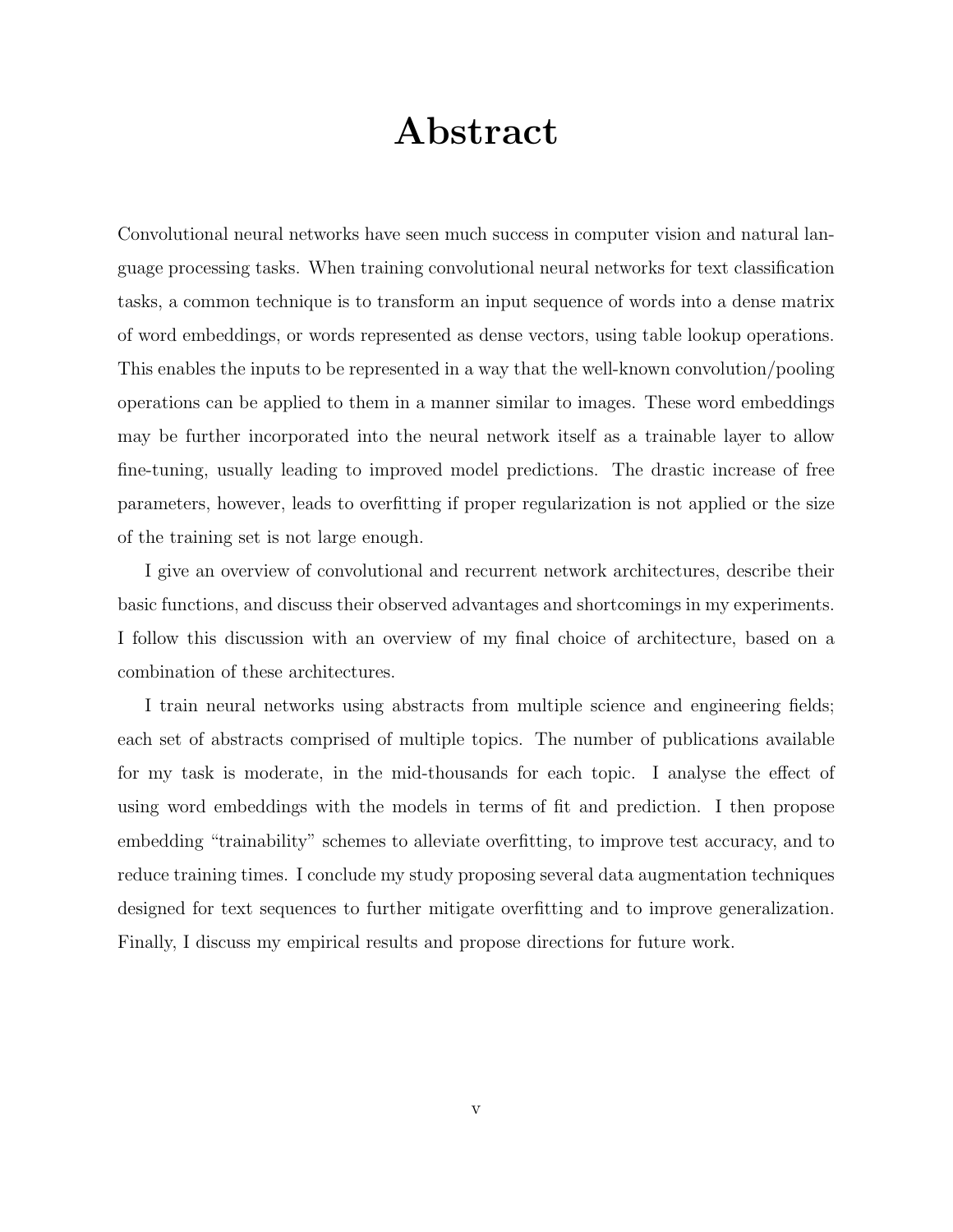# Abstract

Convolutional neural networks have seen much success in computer vision and natural language processing tasks. When training convolutional neural networks for text classification tasks, a common technique is to transform an input sequence of words into a dense matrix of word embeddings, or words represented as dense vectors, using table lookup operations. This enables the inputs to be represented in a way that the well-known convolution/pooling operations can be applied to them in a manner similar to images. These word embeddings may be further incorporated into the neural network itself as a trainable layer to allow fine-tuning, usually leading to improved model predictions. The drastic increase of free parameters, however, leads to overfitting if proper regularization is not applied or the size of the training set is not large enough.

I give an overview of convolutional and recurrent network architectures, describe their basic functions, and discuss their observed advantages and shortcomings in my experiments. I follow this discussion with an overview of my final choice of architecture, based on a combination of these architectures.

I train neural networks using abstracts from multiple science and engineering fields; each set of abstracts comprised of multiple topics. The number of publications available for my task is moderate, in the mid-thousands for each topic. I analyse the effect of using word embeddings with the models in terms of fit and prediction. I then propose embedding "trainability" schemes to alleviate overfitting, to improve test accuracy, and to reduce training times. I conclude my study proposing several data augmentation techniques designed for text sequences to further mitigate overfitting and to improve generalization. Finally, I discuss my empirical results and propose directions for future work.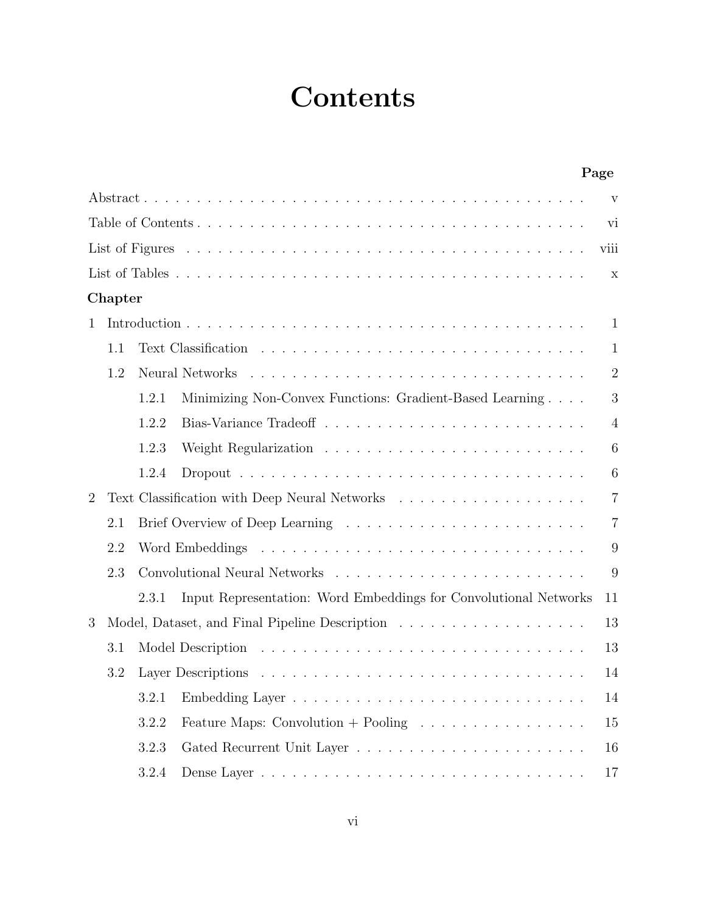# Contents

| | Page |
|---|---|
| Abstract | v |
| Table of Contents | vi |
| List of Figures | viii |
| List of Tables | x |
| **Chapter** | |
| 1 Introduction | 1 |
| 1.1 Text Classification | 1 |
| 1.2 Neural Networks | 2 |
| 1.2.1 Minimizing Non-Convex Functions: Gradient-Based Learning | 3 |
| 1.2.2 Bias-Variance Tradeoff | 4 |
| 1.2.3 Weight Regularization | 6 |
| 1.2.4 Dropout | 6 |
| 2 Text Classification with Deep Neural Networks | 7 |
| 2.1 Brief Overview of Deep Learning | 7 |
| 2.2 Word Embeddings | 9 |
| 2.3 Convolutional Neural Networks | 9 |
| 2.3.1 Input Representation: Word Embeddings for Convolutional Networks | 11 |
| 3 Model, Dataset, and Final Pipeline Description | 13 |
| 3.1 Model Description | 13 |
| 3.2 Layer Descriptions | 14 |
| 3.2.1 Embedding Layer | 14 |
| 3.2.2 Feature Maps: Convolution + Pooling | 15 |
| 3.2.3 Gated Recurrent Unit Layer | 16 |
| 3.2.4 Dense Layer | 17 |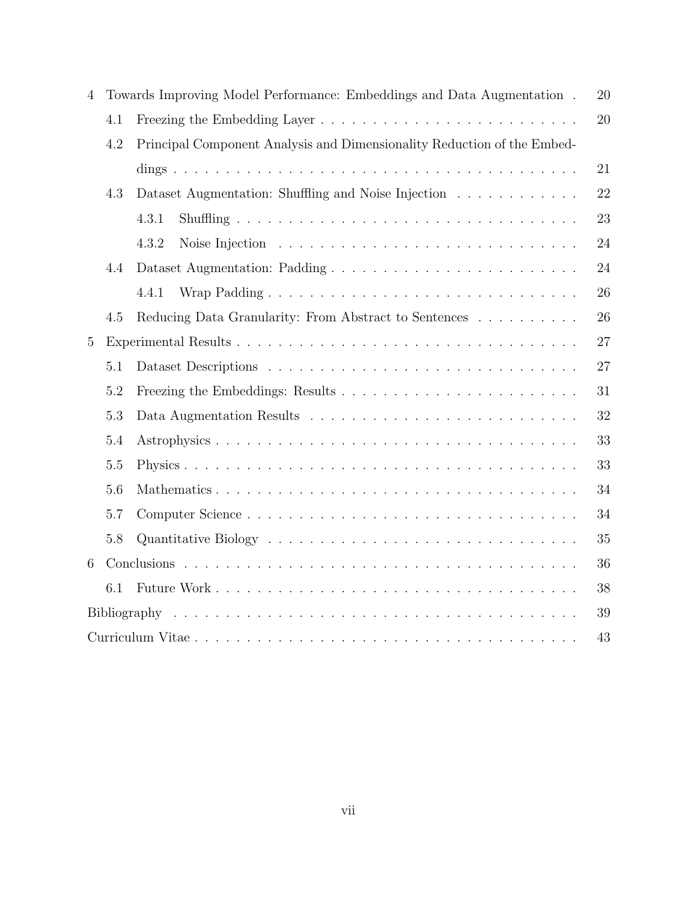4 Towards Improving Model Performance: Embeddings and Data Augmentation . 20
- 4.1 Freezing the Embedding Layer . . . . . . . . . . . . . . . . . . . . . . . . 20
- 4.2 Principal Component Analysis and Dimensionality Reduction of the Embeddings . . . . . . . . . . . . . . . . . . . . . . . . . . . . . . . . . . . . . . . 21
- 4.3 Dataset Augmentation: Shuffling and Noise Injection . . . . . . . . . . . . 22
  - 4.3.1 Shuffling . . . . . . . . . . . . . . . . . . . . . . . . . . . . . . . . 23
  - 4.3.2 Noise Injection . . . . . . . . . . . . . . . . . . . . . . . . . . . . 24
- 4.4 Dataset Augmentation: Padding . . . . . . . . . . . . . . . . . . . . . . . . 24
  - 4.4.1 Wrap Padding . . . . . . . . . . . . . . . . . . . . . . . . . . . . . 26
- 4.5 Reducing Data Granularity: From Abstract to Sentences . . . . . . . . . . 26

5 Experimental Results . . . . . . . . . . . . . . . . . . . . . . . . . . . . . . . . 27
- 5.1 Dataset Descriptions . . . . . . . . . . . . . . . . . . . . . . . . . . . . . . 27
- 5.2 Freezing the Embeddings: Results . . . . . . . . . . . . . . . . . . . . . . . 31
- 5.3 Data Augmentation Results . . . . . . . . . . . . . . . . . . . . . . . . . . 32
- 5.4 Astrophysics . . . . . . . . . . . . . . . . . . . . . . . . . . . . . . . . . . 33
- 5.5 Physics . . . . . . . . . . . . . . . . . . . . . . . . . . . . . . . . . . . . . 33
- 5.6 Mathematics . . . . . . . . . . . . . . . . . . . . . . . . . . . . . . . . . . 34
- 5.7 Computer Science . . . . . . . . . . . . . . . . . . . . . . . . . . . . . . . 34
- 5.8 Quantitative Biology . . . . . . . . . . . . . . . . . . . . . . . . . . . . . . 35

6 Conclusions . . . . . . . . . . . . . . . . . . . . . . . . . . . . . . . . . . . . . 36
- 6.1 Future Work . . . . . . . . . . . . . . . . . . . . . . . . . . . . . . . . . . 38

Bibliography . . . . . . . . . . . . . . . . . . . . . . . . . . . . . . . . . . . . . . 39

Curriculum Vitae . . . . . . . . . . . . . . . . . . . . . . . . . . . . . . . . . . . 43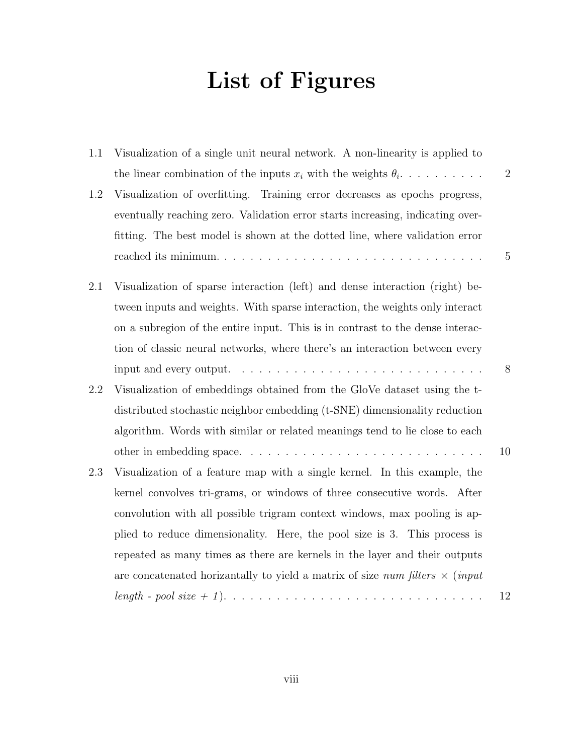# List of Figures

1.1 Visualization of a single unit neural network. A non-linearity is applied to the linear combination of the inputs $x_i$ with the weights $\theta_i$. . . . . . . . . . 2

1.2 Visualization of overfitting. Training error decreases as epochs progress, eventually reaching zero. Validation error starts increasing, indicating overfitting. The best model is shown at the dotted line, where validation error reached its minimum. . . . . . . . . . . . . . . . . . . . . . . . . . . . . . . 5

2.1 Visualization of sparse interaction (left) and dense interaction (right) between inputs and weights. With sparse interaction, the weights only interact on a subregion of the entire input. This is in contrast to the dense interaction of classic neural networks, where there's an interaction between every input and every output. . . . . . . . . . . . . . . . . . . . . . . . . . . . . 8

2.2 Visualization of embeddings obtained from the GloVe dataset using the t-distributed stochastic neighbor embedding (t-SNE) dimensionality reduction algorithm. Words with similar or related meanings tend to lie close to each other in embedding space. . . . . . . . . . . . . . . . . . . . . . . . . . . 10

2.3 Visualization of a feature map with a single kernel. In this example, the kernel convolves tri-grams, or windows of three consecutive words. After convolution with all possible trigram context windows, max pooling is applied to reduce dimensionality. Here, the pool size is 3. This process is repeated as many times as there are kernels in the layer and their outputs are concatenated horizantally to yield a matrix of size *num filters* × (*input length - pool size + 1*). . . . . . . . . . . . . . . . . . . . . . . . . . . . . . 12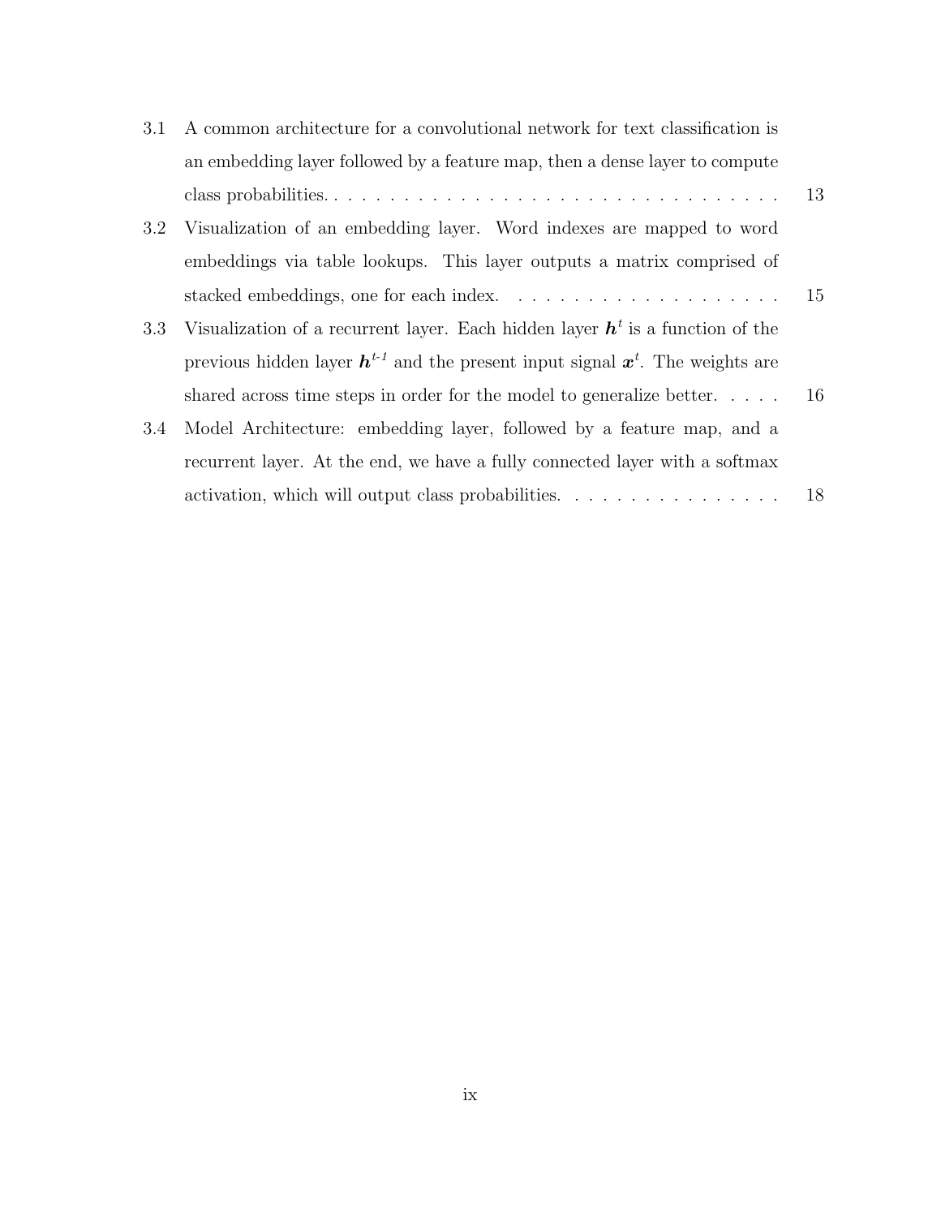3.1 A common architecture for a convolutional network for text classification is an embedding layer followed by a feature map, then a dense layer to compute class probabilities. . . . . . . . . . . . . . . . . . . . . . . . . . . . . . . . . 13

3.2 Visualization of an embedding layer. Word indexes are mapped to word embeddings via table lookups. This layer outputs a matrix comprised of stacked embeddings, one for each index. . . . . . . . . . . . . . . . . . . . 15

3.3 Visualization of a recurrent layer. Each hidden layer $\boldsymbol{h}^{t}$ is a function of the previous hidden layer $\boldsymbol{h}^{t\text{-}1}$ and the present input signal $\boldsymbol{x}^{t}$. The weights are shared across time steps in order for the model to generalize better. . . . . 16

3.4 Model Architecture: embedding layer, followed by a feature map, and a recurrent layer. At the end, we have a fully connected layer with a softmax activation, which will output class probabilities. . . . . . . . . . . . . . . . 18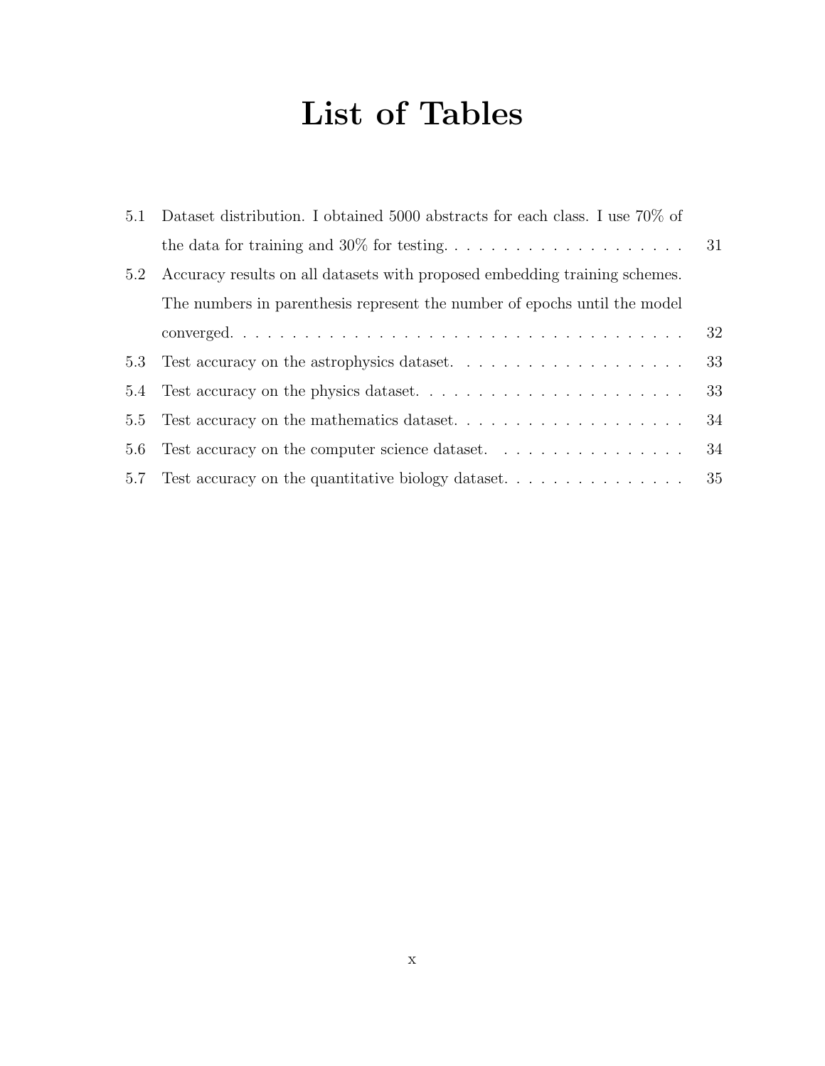# List of Tables

5.1 Dataset distribution. I obtained 5000 abstracts for each class. I use 70% of the data for training and 30% for testing. . . . . . . . . . . . . . . . . . . . . 31

5.2 Accuracy results on all datasets with proposed embedding training schemes. The numbers in parenthesis represent the number of epochs until the model converged. . . . . . . . . . . . . . . . . . . . . . . . . . . . . . . . . . . . . . 32

5.3 Test accuracy on the astrophysics dataset. . . . . . . . . . . . . . . . . . . . 33

5.4 Test accuracy on the physics dataset. . . . . . . . . . . . . . . . . . . . . . . 33

5.5 Test accuracy on the mathematics dataset. . . . . . . . . . . . . . . . . . . . 34

5.6 Test accuracy on the computer science dataset. . . . . . . . . . . . . . . . . 34

5.7 Test accuracy on the quantitative biology dataset. . . . . . . . . . . . . . . . 35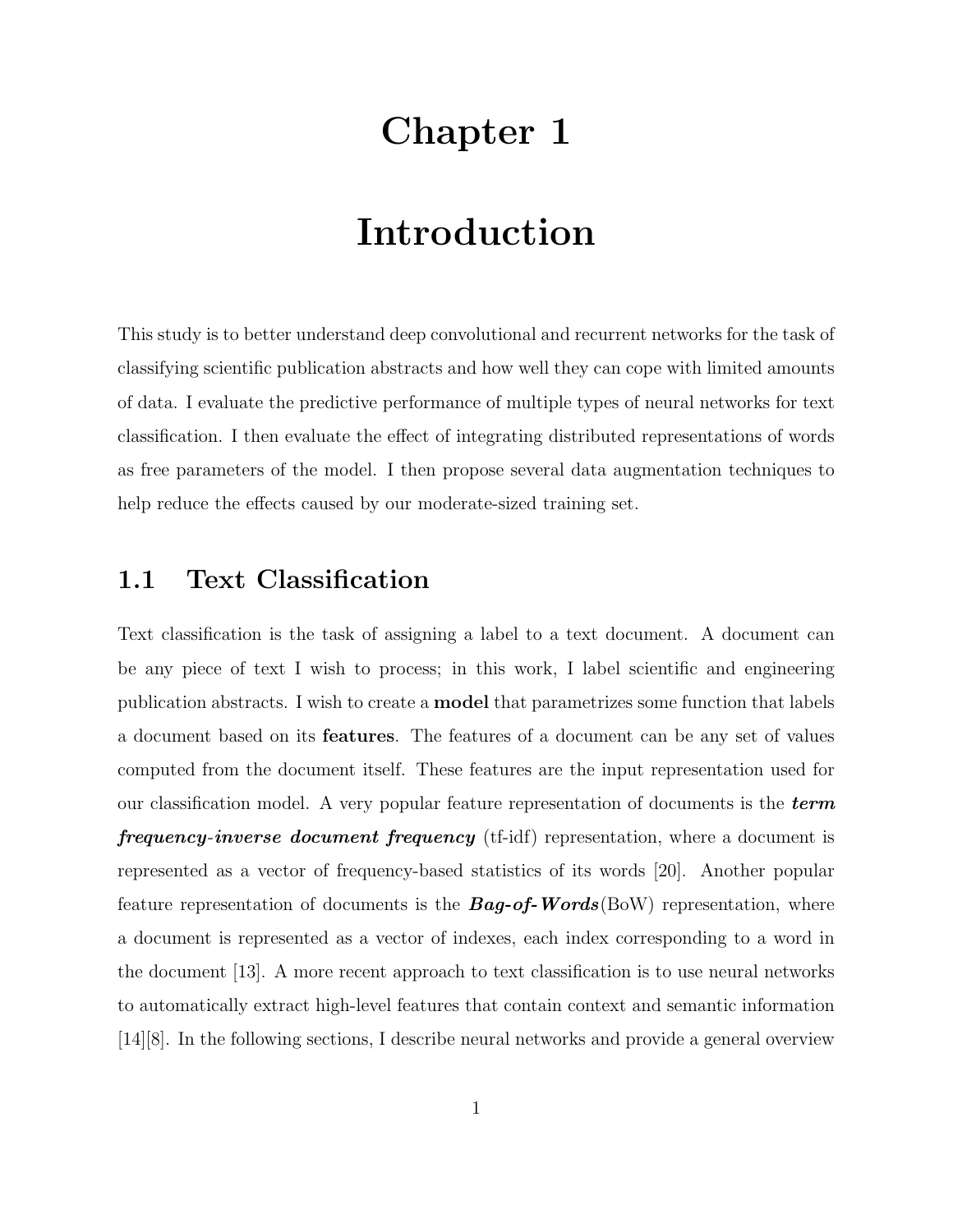# Chapter 1

# Introduction

This study is to better understand deep convolutional and recurrent networks for the task of classifying scientific publication abstracts and how well they can cope with limited amounts of data. I evaluate the predictive performance of multiple types of neural networks for text classification. I then evaluate the effect of integrating distributed representations of words as free parameters of the model. I then propose several data augmentation techniques to help reduce the effects caused by our moderate-sized training set.

## 1.1 Text Classification

Text classification is the task of assigning a label to a text document. A document can be any piece of text I wish to process; in this work, I label scientific and engineering publication abstracts. I wish to create a **model** that parametrizes some function that labels a document based on its **features**. The features of a document can be any set of values computed from the document itself. These features are the input representation used for our classification model. A very popular feature representation of documents is the ***term frequency-inverse document frequency*** (tf-idf) representation, where a document is represented as a vector of frequency-based statistics of its words [20]. Another popular feature representation of documents is the ***Bag-of-Words***(BoW) representation, where a document is represented as a vector of indexes, each index corresponding to a word in the document [13]. A more recent approach to text classification is to use neural networks to automatically extract high-level features that contain context and semantic information [14][8]. In the following sections, I describe neural networks and provide a general overview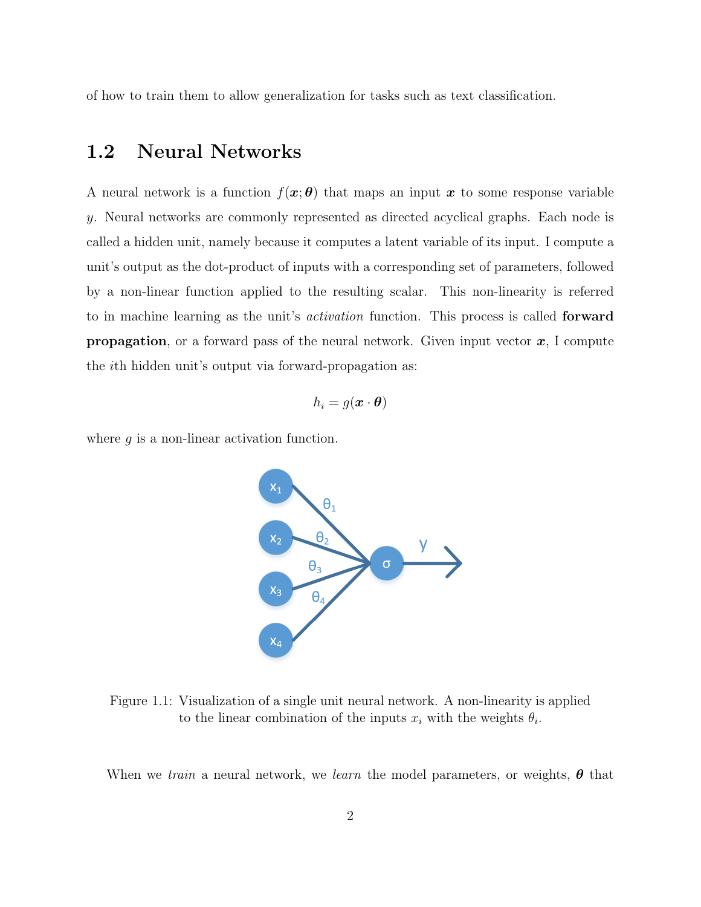of how to train them to allow generalization for tasks such as text classification.

## 1.2 Neural Networks

A neural network is a function $f(\boldsymbol{x};\boldsymbol{\theta})$ that maps an input $\boldsymbol{x}$ to some response variable $y$. Neural networks are commonly represented as directed acyclical graphs. Each node is called a hidden unit, namely because it computes a latent variable of its input. I compute a unit's output as the dot-product of inputs with a corresponding set of parameters, followed by a non-linear function applied to the resulting scalar. This non-linearity is referred to in machine learning as the unit's *activation* function. This process is called **forward propagation**, or a forward pass of the neural network. Given input vector $\boldsymbol{x}$, I compute the $i$th hidden unit's output via forward-propagation as:

$$h_i = g(\boldsymbol{x} \cdot \boldsymbol{\theta})$$

where $g$ is a non-linear activation function.

Figure 1.1: Visualization of a single unit neural network. A non-linearity is applied to the linear combination of the inputs $x_i$ with the weights $\theta_i$.

When we *train* a neural network, we *learn* the model parameters, or weights, $\boldsymbol{\theta}$ that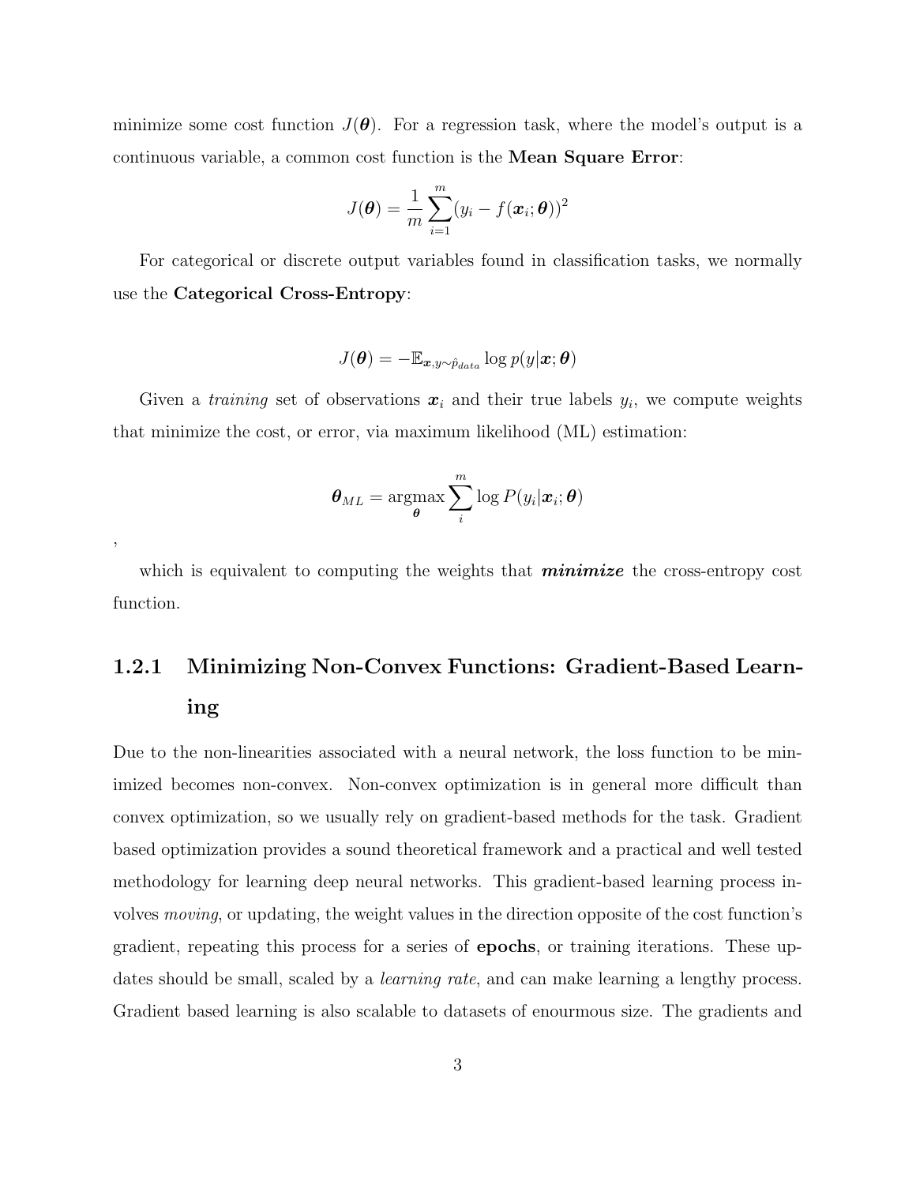minimize some cost function $J(\boldsymbol{\theta})$. For a regression task, where the model's output is a continuous variable, a common cost function is the **Mean Square Error**:

$$J(\boldsymbol{\theta}) = \frac{1}{m}\sum_{i=1}^{m}(y_i - f(\boldsymbol{x}_i;\boldsymbol{\theta}))^2$$

For categorical or discrete output variables found in classification tasks, we normally use the **Categorical Cross-Entropy**:

$$J(\boldsymbol{\theta}) = -\mathbb{E}_{\boldsymbol{x},y\sim\hat{p}_{data}} \log p(y|\boldsymbol{x};\boldsymbol{\theta})$$

Given a *training* set of observations $\boldsymbol{x}_i$ and their true labels $y_i$, we compute weights that minimize the cost, or error, via maximum likelihood (ML) estimation:

$$\boldsymbol{\theta}_{ML} = \underset{\boldsymbol{\theta}}{\operatorname{argmax}} \sum_{i}^{m} \log P(y_i|\boldsymbol{x}_i;\boldsymbol{\theta})$$

,

which is equivalent to computing the weights that ***minimize*** the cross-entropy cost function.

### 1.2.1 Minimizing Non-Convex Functions: Gradient-Based Learning

Due to the non-linearities associated with a neural network, the loss function to be minimized becomes non-convex. Non-convex optimization is in general more difficult than convex optimization, so we usually rely on gradient-based methods for the task. Gradient based optimization provides a sound theoretical framework and a practical and well tested methodology for learning deep neural networks. This gradient-based learning process involves *moving*, or updating, the weight values in the direction opposite of the cost function's gradient, repeating this process for a series of **epochs**, or training iterations. These updates should be small, scaled by a *learning rate*, and can make learning a lengthy process. Gradient based learning is also scalable to datasets of enourmous size. The gradients and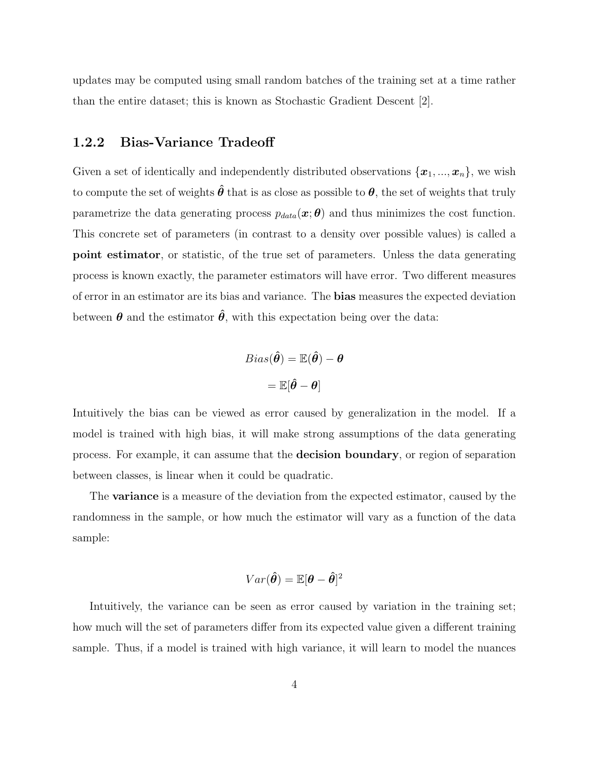updates may be computed using small random batches of the training set at a time rather than the entire dataset; this is known as Stochastic Gradient Descent [2].

### 1.2.2 Bias-Variance Tradeoff

Given a set of identically and independently distributed observations $\{\boldsymbol{x}_1, ..., \boldsymbol{x}_n\}$, we wish to compute the set of weights $\hat{\boldsymbol{\theta}}$ that is as close as possible to $\boldsymbol{\theta}$, the set of weights that truly parametrize the data generating process $p_{data}(\boldsymbol{x}; \boldsymbol{\theta})$ and thus minimizes the cost function. This concrete set of parameters (in contrast to a density over possible values) is called a **point estimator**, or statistic, of the true set of parameters. Unless the data generating process is known exactly, the parameter estimators will have error. Two different measures of error in an estimator are its bias and variance. The **bias** measures the expected deviation between $\boldsymbol{\theta}$ and the estimator $\hat{\boldsymbol{\theta}}$, with this expectation being over the data:

$$
\begin{aligned}
Bias(\hat{\boldsymbol{\theta}}) &= \mathbb{E}(\hat{\boldsymbol{\theta}}) - \boldsymbol{\theta} \\
&= \mathbb{E}[\hat{\boldsymbol{\theta}} - \boldsymbol{\theta}]
\end{aligned}
$$

Intuitively the bias can be viewed as error caused by generalization in the model. If a model is trained with high bias, it will make strong assumptions of the data generating process. For example, it can assume that the **decision boundary**, or region of separation between classes, is linear when it could be quadratic.

The **variance** is a measure of the deviation from the expected estimator, caused by the randomness in the sample, or how much the estimator will vary as a function of the data sample:

$$
Var(\hat{\boldsymbol{\theta}}) = \mathbb{E}[\boldsymbol{\theta} - \hat{\boldsymbol{\theta}}]^2
$$

Intuitively, the variance can be seen as error caused by variation in the training set; how much will the set of parameters differ from its expected value given a different training sample. Thus, if a model is trained with high variance, it will learn to model the nuances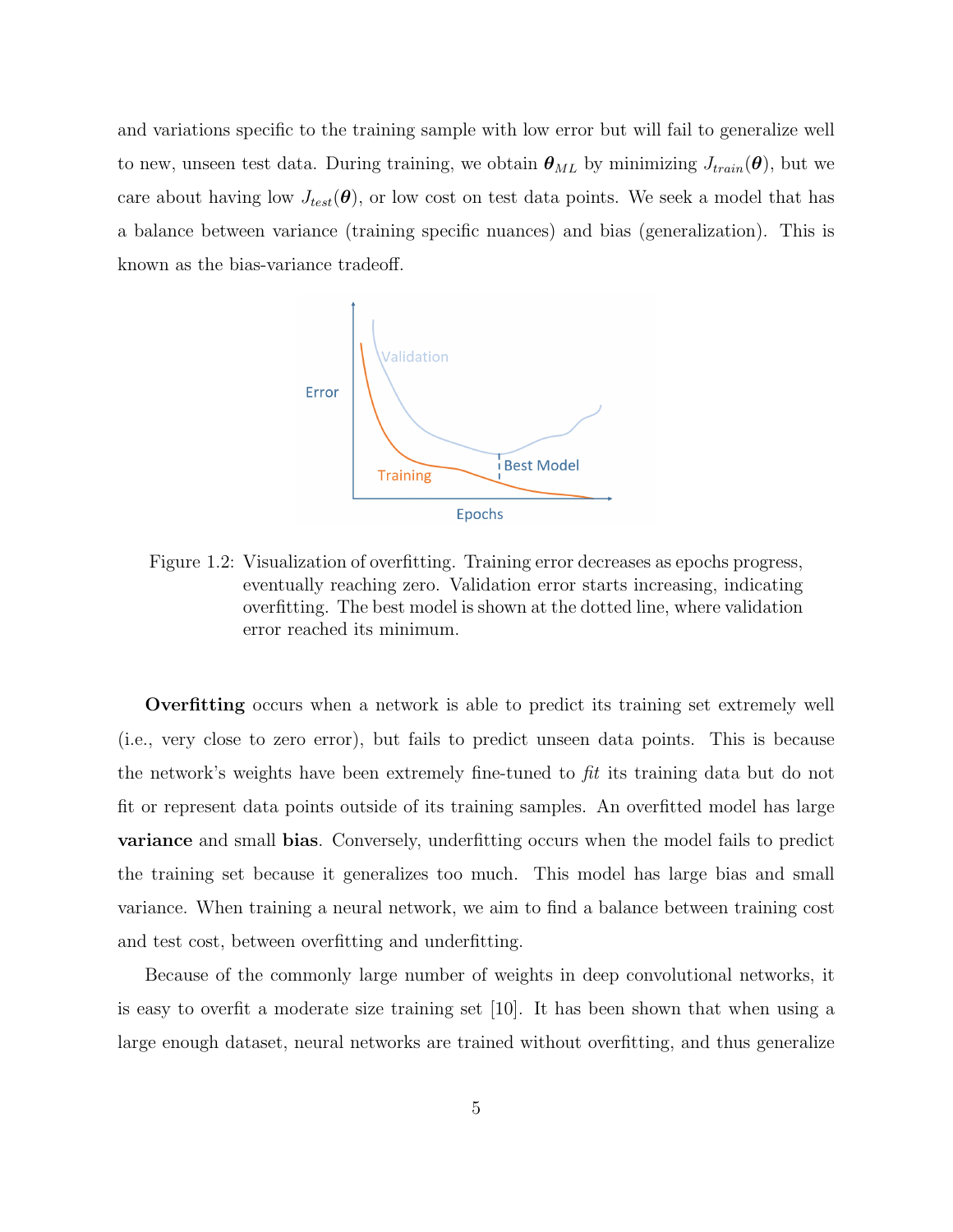and variations specific to the training sample with low error but will fail to generalize well to new, unseen test data. During training, we obtain $\boldsymbol{\theta}_{ML}$ by minimizing $J_{train}(\boldsymbol{\theta})$, but we care about having low $J_{test}(\boldsymbol{\theta})$, or low cost on test data points. We seek a model that has a balance between variance (training specific nuances) and bias (generalization). This is known as the bias-variance tradeoff.

Figure 1.2: Visualization of overfitting. Training error decreases as epochs progress, eventually reaching zero. Validation error starts increasing, indicating overfitting. The best model is shown at the dotted line, where validation error reached its minimum.

**Overfitting** occurs when a network is able to predict its training set extremely well (i.e., very close to zero error), but fails to predict unseen data points. This is because the network's weights have been extremely fine-tuned to *fit* its training data but do not fit or represent data points outside of its training samples. An overfitted model has large **variance** and small **bias**. Conversely, underfitting occurs when the model fails to predict the training set because it generalizes too much. This model has large bias and small variance. When training a neural network, we aim to find a balance between training cost and test cost, between overfitting and underfitting.

Because of the commonly large number of weights in deep convolutional networks, it is easy to overfit a moderate size training set [10]. It has been shown that when using a large enough dataset, neural networks are trained without overfitting, and thus generalize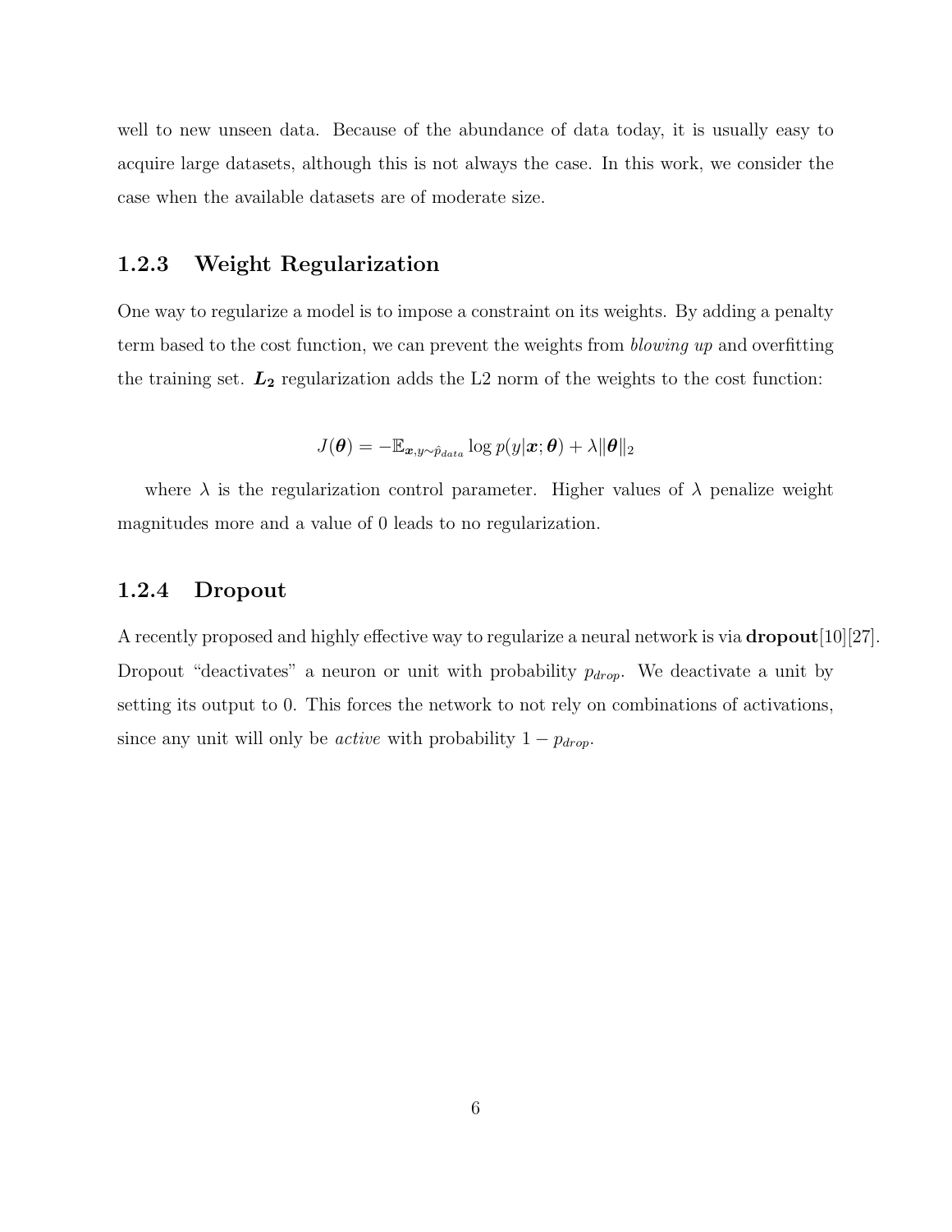well to new unseen data. Because of the abundance of data today, it is usually easy to acquire large datasets, although this is not always the case. In this work, we consider the case when the available datasets are of moderate size.

### 1.2.3 Weight Regularization

One way to regularize a model is to impose a constraint on its weights. By adding a penalty term based to the cost function, we can prevent the weights from *blowing up* and overfitting the training set. $\boldsymbol{L_2}$ regularization adds the L2 norm of the weights to the cost function:

$$J(\boldsymbol{\theta}) = -\mathbb{E}_{\boldsymbol{x},y\sim\hat{p}_{data}} \log p(y|\boldsymbol{x};\boldsymbol{\theta}) + \lambda\|\boldsymbol{\theta}\|_2$$

where $\lambda$ is the regularization control parameter. Higher values of $\lambda$ penalize weight magnitudes more and a value of 0 leads to no regularization.

### 1.2.4 Dropout

A recently proposed and highly effective way to regularize a neural network is via **dropout**[10][27]. Dropout "deactivates" a neuron or unit with probability $p_{drop}$. We deactivate a unit by setting its output to 0. This forces the network to not rely on combinations of activations, since any unit will only be *active* with probability $1 - p_{drop}$.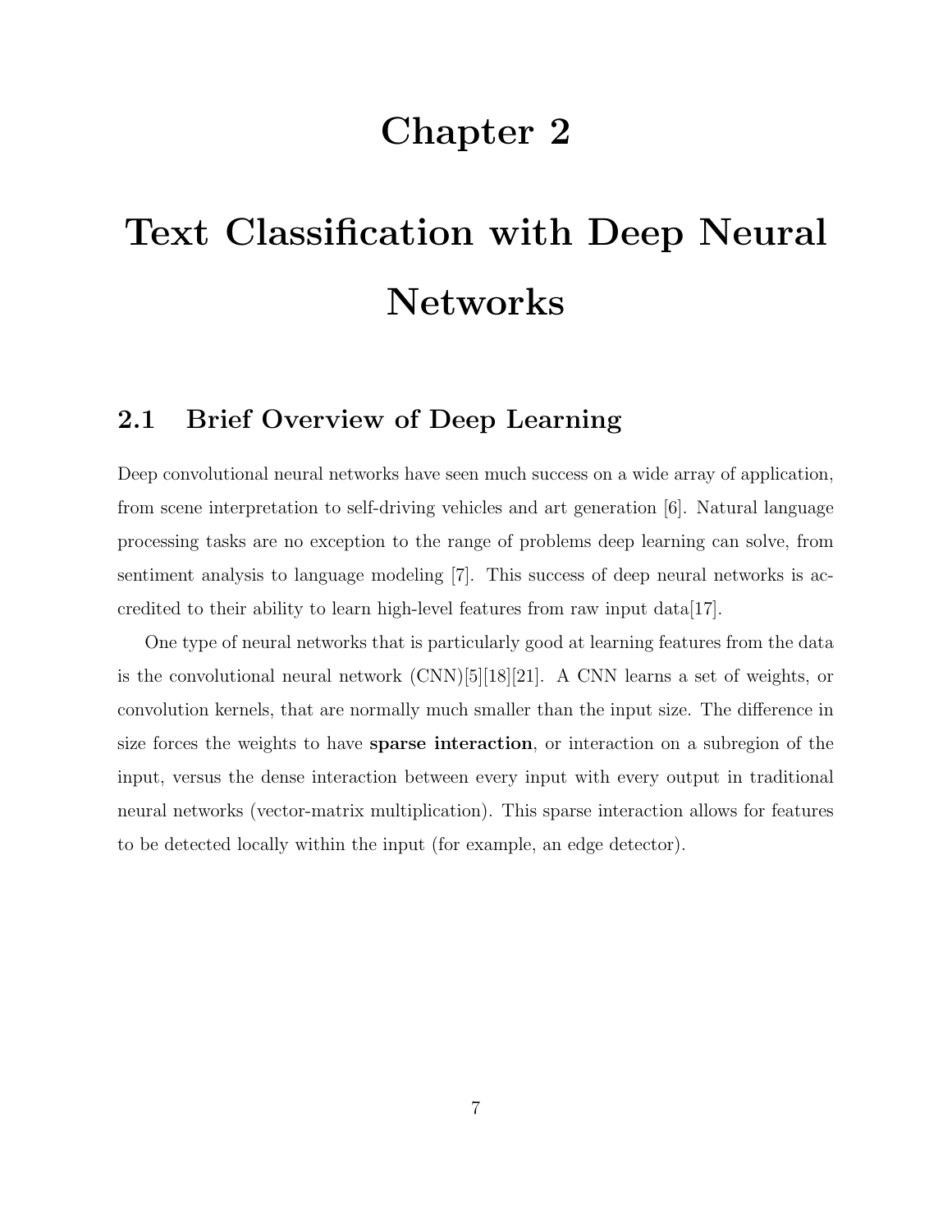# Chapter 2

# Text Classification with Deep Neural Networks

## 2.1 Brief Overview of Deep Learning

Deep convolutional neural networks have seen much success on a wide array of application, from scene interpretation to self-driving vehicles and art generation [6]. Natural language processing tasks are no exception to the range of problems deep learning can solve, from sentiment analysis to language modeling [7]. This success of deep neural networks is accredited to their ability to learn high-level features from raw input data[17].

One type of neural networks that is particularly good at learning features from the data is the convolutional neural network (CNN)[5][18][21]. A CNN learns a set of weights, or convolution kernels, that are normally much smaller than the input size. The difference in size forces the weights to have **sparse interaction**, or interaction on a subregion of the input, versus the dense interaction between every input with every output in traditional neural networks (vector-matrix multiplication). This sparse interaction allows for features to be detected locally within the input (for example, an edge detector).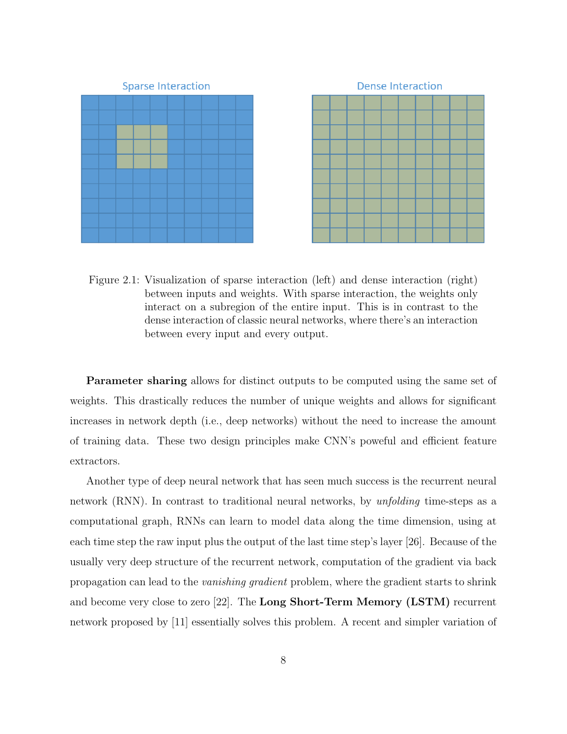Figure 2.1: Visualization of sparse interaction (left) and dense interaction (right) between inputs and weights. With sparse interaction, the weights only interact on a subregion of the entire input. This is in contrast to the dense interaction of classic neural networks, where there's an interaction between every input and every output.

**Parameter sharing** allows for distinct outputs to be computed using the same set of weights. This drastically reduces the number of unique weights and allows for significant increases in network depth (i.e., deep networks) without the need to increase the amount of training data. These two design principles make CNN's poweful and efficient feature extractors.

Another type of deep neural network that has seen much success is the recurrent neural network (RNN). In contrast to traditional neural networks, by *unfolding* time-steps as a computational graph, RNNs can learn to model data along the time dimension, using at each time step the raw input plus the output of the last time step's layer [26]. Because of the usually very deep structure of the recurrent network, computation of the gradient via back propagation can lead to the *vanishing gradient* problem, where the gradient starts to shrink and become very close to zero [22]. The **Long Short-Term Memory (LSTM)** recurrent network proposed by [11] essentially solves this problem. A recent and simpler variation of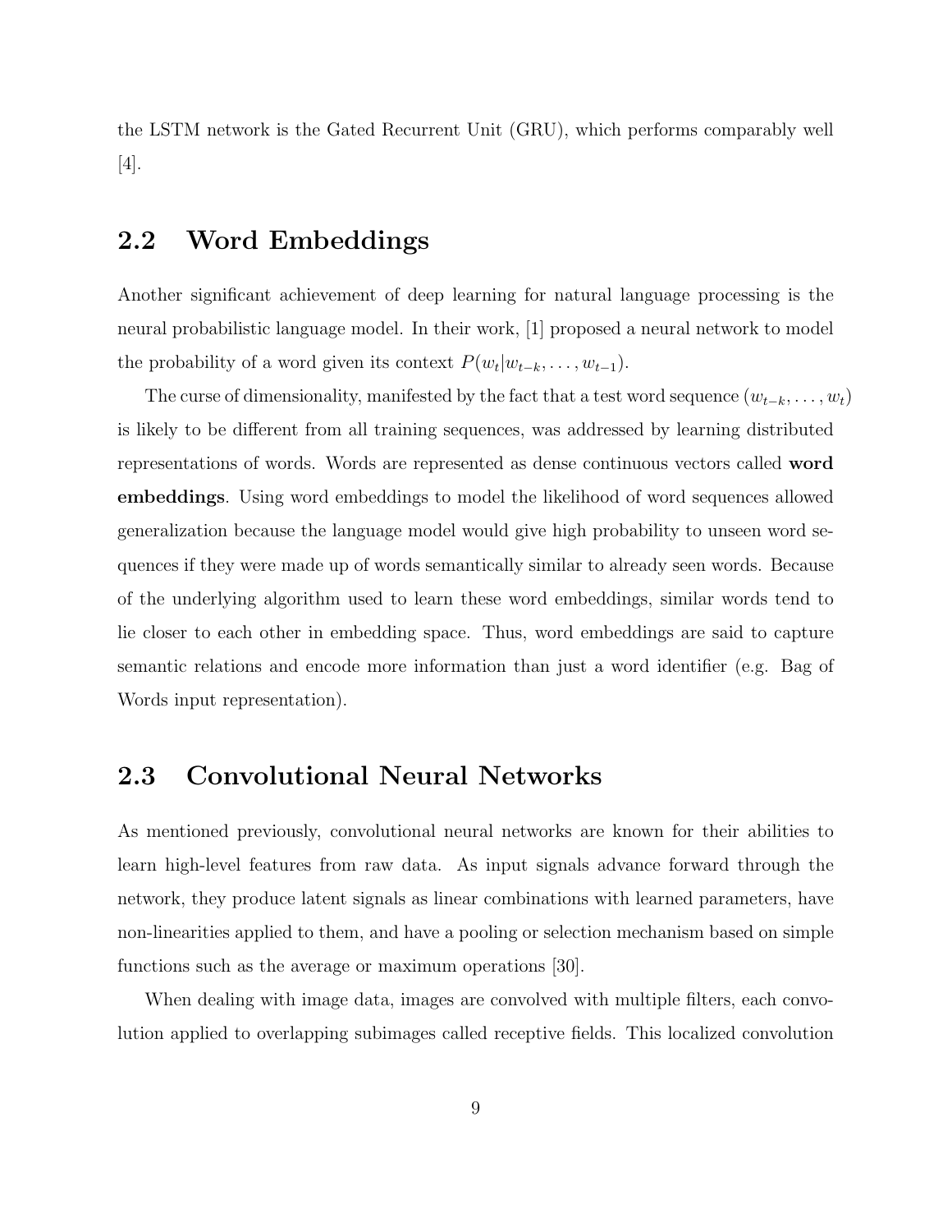the LSTM network is the Gated Recurrent Unit (GRU), which performs comparably well [4].

## 2.2 Word Embeddings

Another significant achievement of deep learning for natural language processing is the neural probabilistic language model. In their work, [1] proposed a neural network to model the probability of a word given its context $P(w_t|w_{t-k}, \ldots, w_{t-1})$.

The curse of dimensionality, manifested by the fact that a test word sequence $(w_{t-k}, \ldots, w_t)$ is likely to be different from all training sequences, was addressed by learning distributed representations of words. Words are represented as dense continuous vectors called **word embeddings**. Using word embeddings to model the likelihood of word sequences allowed generalization because the language model would give high probability to unseen word sequences if they were made up of words semantically similar to already seen words. Because of the underlying algorithm used to learn these word embeddings, similar words tend to lie closer to each other in embedding space. Thus, word embeddings are said to capture semantic relations and encode more information than just a word identifier (e.g. Bag of Words input representation).

## 2.3 Convolutional Neural Networks

As mentioned previously, convolutional neural networks are known for their abilities to learn high-level features from raw data. As input signals advance forward through the network, they produce latent signals as linear combinations with learned parameters, have non-linearities applied to them, and have a pooling or selection mechanism based on simple functions such as the average or maximum operations [30].

When dealing with image data, images are convolved with multiple filters, each convolution applied to overlapping subimages called receptive fields. This localized convolution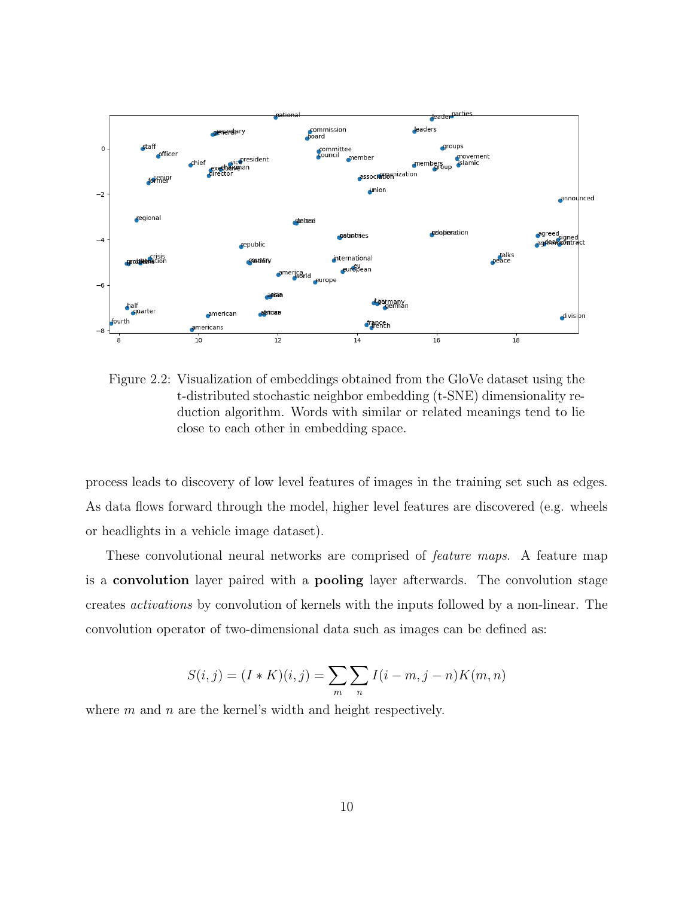Figure 2.2: Visualization of embeddings obtained from the GloVe dataset using the t-distributed stochastic neighbor embedding (t-SNE) dimensionality reduction algorithm. Words with similar or related meanings tend to lie close to each other in embedding space.

process leads to discovery of low level features of images in the training set such as edges. As data flows forward through the model, higher level features are discovered (e.g. wheels or headlights in a vehicle image dataset).

These convolutional neural networks are comprised of *feature maps*. A feature map is a **convolution** layer paired with a **pooling** layer afterwards. The convolution stage creates *activations* by convolution of kernels with the inputs followed by a non-linear. The convolution operator of two-dimensional data such as images can be defined as:

$$S(i,j) = (I * K)(i,j) = \sum_{m} \sum_{n} I(i-m, j-n)K(m,n)$$

where $m$ and $n$ are the kernel's width and height respectively.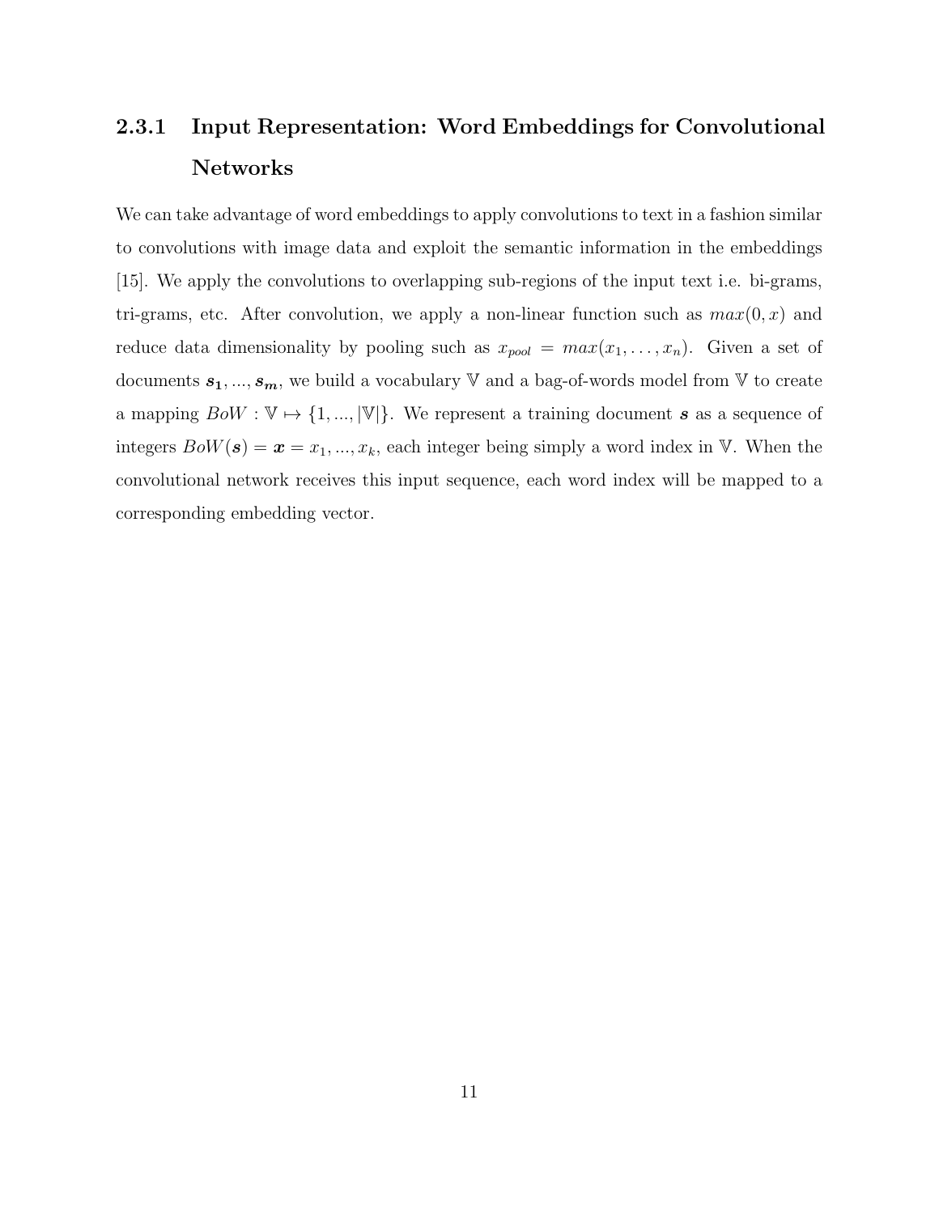### 2.3.1 Input Representation: Word Embeddings for Convolutional Networks

We can take advantage of word embeddings to apply convolutions to text in a fashion similar to convolutions with image data and exploit the semantic information in the embeddings [15]. We apply the convolutions to overlapping sub-regions of the input text i.e. bi-grams, tri-grams, etc. After convolution, we apply a non-linear function such as $max(0, x)$ and reduce data dimensionality by pooling such as $x_{pool} = max(x_1, \dots, x_n)$. Given a set of documents $\boldsymbol{s_1}, ..., \boldsymbol{s_m}$, we build a vocabulary $\mathbb{V}$ and a bag-of-words model from $\mathbb{V}$ to create a mapping $BoW : \mathbb{V} \mapsto \{1, ..., |\mathbb{V}|\}$. We represent a training document $\boldsymbol{s}$ as a sequence of integers $BoW(\boldsymbol{s}) = \boldsymbol{x} = x_1, ..., x_k$, each integer being simply a word index in $\mathbb{V}$. When the convolutional network receives this input sequence, each word index will be mapped to a corresponding embedding vector.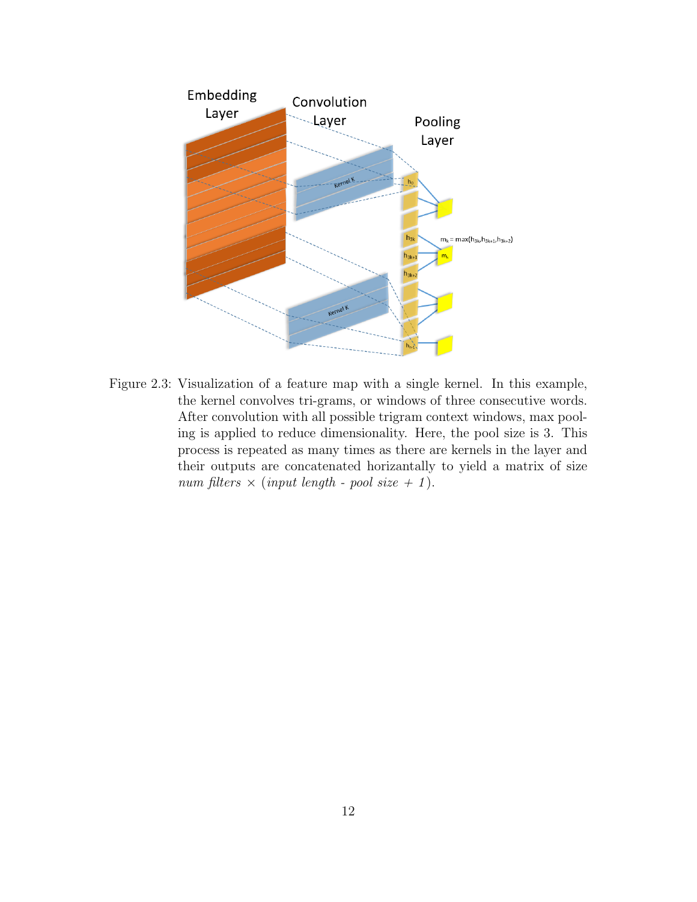Figure 2.3: Visualization of a feature map with a single kernel. In this example, the kernel convolves tri-grams, or windows of three consecutive words. After convolution with all possible trigram context windows, max pooling is applied to reduce dimensionality. Here, the pool size is 3. This process is repeated as many times as there are kernels in the layer and their outputs are concatenated horizantally to yield a matrix of size *num filters* $\times$ (*input length* - *pool size* + *1*).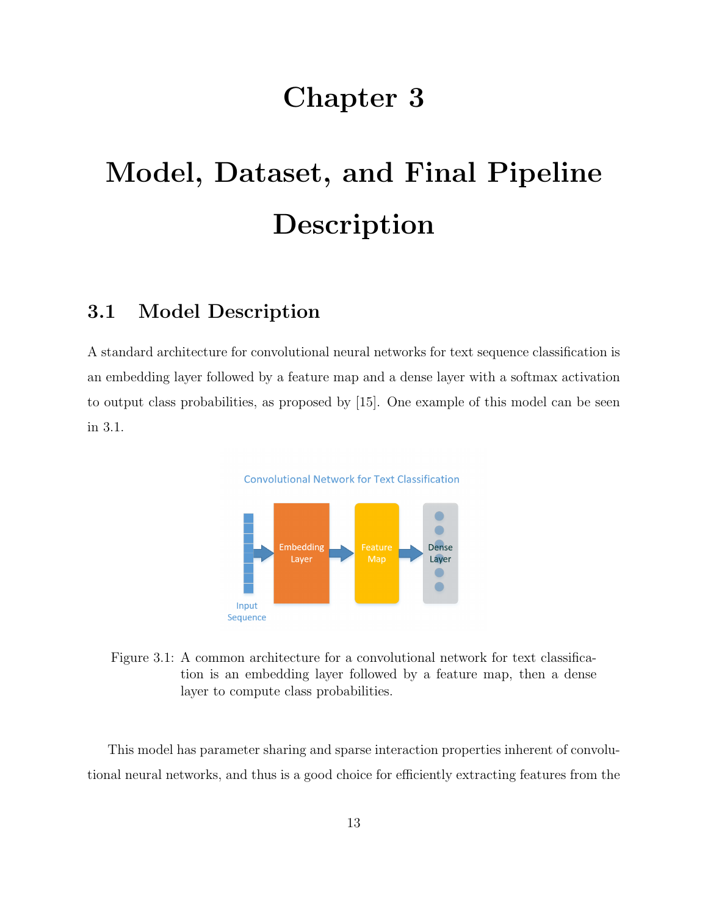# Chapter 3

# Model, Dataset, and Final Pipeline Description

## 3.1 Model Description

A standard architecture for convolutional neural networks for text sequence classification is an embedding layer followed by a feature map and a dense layer with a softmax activation to output class probabilities, as proposed by [15]. One example of this model can be seen in 3.1.

Figure 3.1: A common architecture for a convolutional network for text classification is an embedding layer followed by a feature map, then a dense layer to compute class probabilities.

This model has parameter sharing and sparse interaction properties inherent of convolutional neural networks, and thus is a good choice for efficiently extracting features from the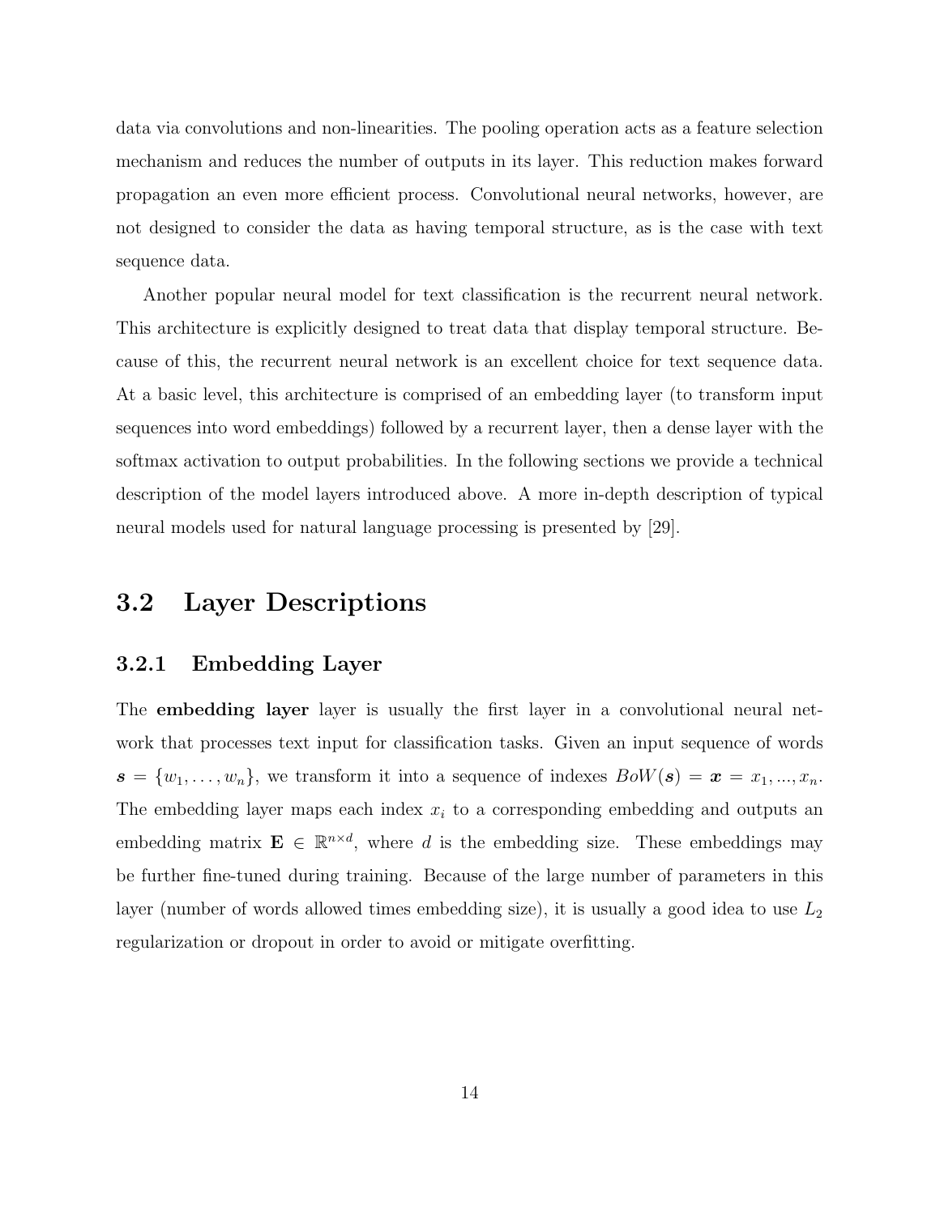data via convolutions and non-linearities. The pooling operation acts as a feature selection mechanism and reduces the number of outputs in its layer. This reduction makes forward propagation an even more efficient process. Convolutional neural networks, however, are not designed to consider the data as having temporal structure, as is the case with text sequence data.

Another popular neural model for text classification is the recurrent neural network. This architecture is explicitly designed to treat data that display temporal structure. Because of this, the recurrent neural network is an excellent choice for text sequence data. At a basic level, this architecture is comprised of an embedding layer (to transform input sequences into word embeddings) followed by a recurrent layer, then a dense layer with the softmax activation to output probabilities. In the following sections we provide a technical description of the model layers introduced above. A more in-depth description of typical neural models used for natural language processing is presented by [29].

## 3.2 Layer Descriptions

### 3.2.1 Embedding Layer

The **embedding layer** layer is usually the first layer in a convolutional neural network that processes text input for classification tasks. Given an input sequence of words $\boldsymbol{s} = \{w_1, \ldots, w_n\}$, we transform it into a sequence of indexes $BoW(\boldsymbol{s}) = \boldsymbol{x} = x_1, ..., x_n$. The embedding layer maps each index $x_i$ to a corresponding embedding and outputs an embedding matrix $\mathbf{E} \in \mathbb{R}^{n \times d}$, where $d$ is the embedding size. These embeddings may be further fine-tuned during training. Because of the large number of parameters in this layer (number of words allowed times embedding size), it is usually a good idea to use $L_2$ regularization or dropout in order to avoid or mitigate overfitting.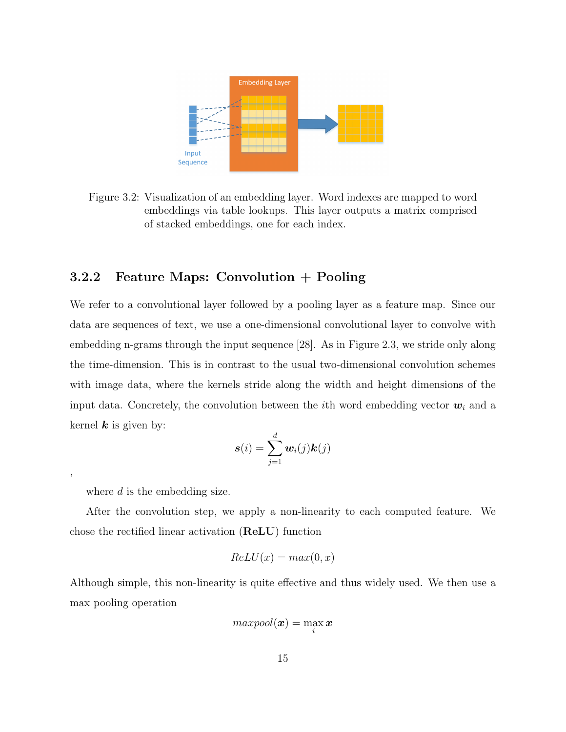Figure 3.2: Visualization of an embedding layer. Word indexes are mapped to word embeddings via table lookups. This layer outputs a matrix comprised of stacked embeddings, one for each index.

### 3.2.2 Feature Maps: Convolution + Pooling

We refer to a convolutional layer followed by a pooling layer as a feature map. Since our data are sequences of text, we use a one-dimensional convolutional layer to convolve with embedding n-grams through the input sequence [28]. As in Figure 2.3, we stride only along the time-dimension. This is in contrast to the usual two-dimensional convolution schemes with image data, where the kernels stride along the width and height dimensions of the input data. Concretely, the convolution between the $i$th word embedding vector $\boldsymbol{w}_i$ and a kernel $\boldsymbol{k}$ is given by:

$$\boldsymbol{s}(i) = \sum_{j=1}^{d} \boldsymbol{w}_i(j)\boldsymbol{k}(j)$$

,

where $d$ is the embedding size.

After the convolution step, we apply a non-linearity to each computed feature. We chose the rectified linear activation (**ReLU**) function

$$ReLU(x) = max(0, x)$$

Although simple, this non-linearity is quite effective and thus widely used. We then use a max pooling operation

$$maxpool(\boldsymbol{x}) = \max_{i} \boldsymbol{x}$$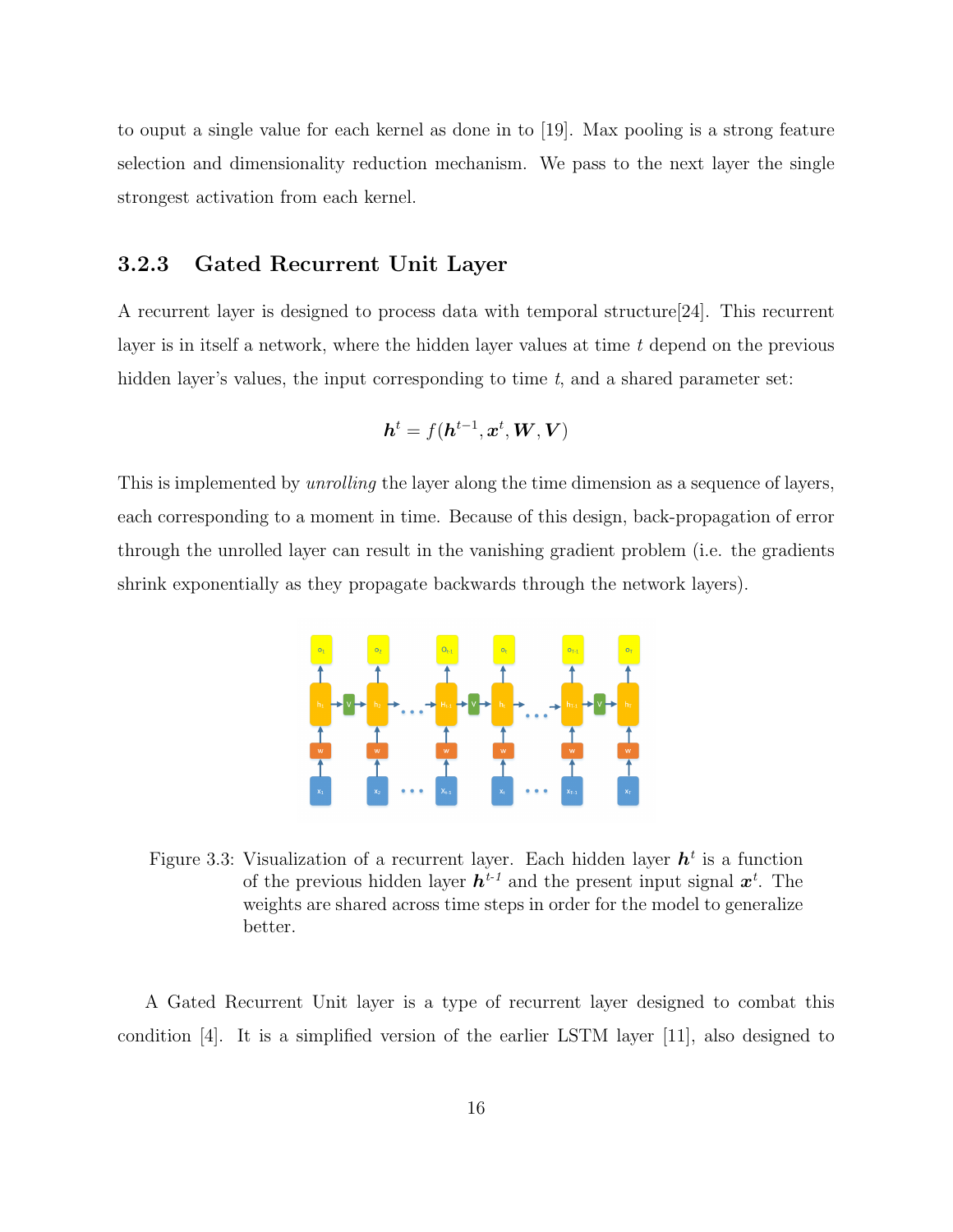to ouput a single value for each kernel as done in to [19]. Max pooling is a strong feature selection and dimensionality reduction mechanism. We pass to the next layer the single strongest activation from each kernel.

### 3.2.3 Gated Recurrent Unit Layer

A recurrent layer is designed to process data with temporal structure[24]. This recurrent layer is in itself a network, where the hidden layer values at time $t$ depend on the previous hidden layer's values, the input corresponding to time $t$, and a shared parameter set:

$$\boldsymbol{h}^t = f(\boldsymbol{h}^{t-1}, \boldsymbol{x}^t, \boldsymbol{W}, \boldsymbol{V})$$

This is implemented by *unrolling* the layer along the time dimension as a sequence of layers, each corresponding to a moment in time. Because of this design, back-propagation of error through the unrolled layer can result in the vanishing gradient problem (i.e. the gradients shrink exponentially as they propagate backwards through the network layers).

Figure 3.3: Visualization of a recurrent layer. Each hidden layer $\boldsymbol{h}^t$ is a function of the previous hidden layer $\boldsymbol{h}^{t-1}$ and the present input signal $\boldsymbol{x}^t$. The weights are shared across time steps in order for the model to generalize better.

A Gated Recurrent Unit layer is a type of recurrent layer designed to combat this condition [4]. It is a simplified version of the earlier LSTM layer [11], also designed to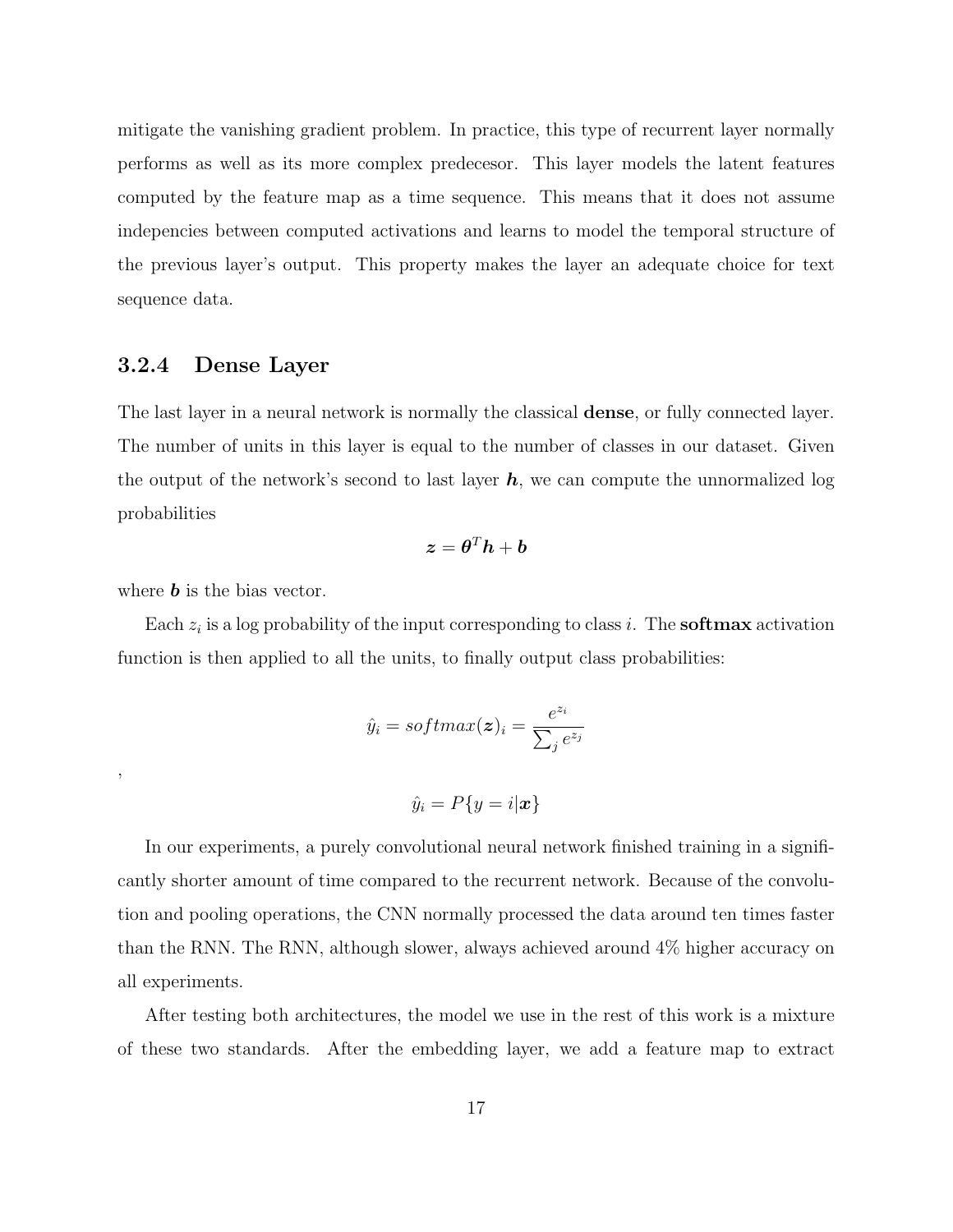mitigate the vanishing gradient problem. In practice, this type of recurrent layer normally performs as well as its more complex predecesor. This layer models the latent features computed by the feature map as a time sequence. This means that it does not assume indepencies between computed activations and learns to model the temporal structure of the previous layer's output. This property makes the layer an adequate choice for text sequence data.

### 3.2.4 Dense Layer

The last layer in a neural network is normally the classical **dense**, or fully connected layer. The number of units in this layer is equal to the number of classes in our dataset. Given the output of the network's second to last layer $\boldsymbol{h}$, we can compute the unnormalized log probabilities

$$\boldsymbol{z} = \boldsymbol{\theta}^T \boldsymbol{h} + \boldsymbol{b}$$

where $\boldsymbol{b}$ is the bias vector.

Each $z_i$ is a log probability of the input corresponding to class $i$. The **softmax** activation function is then applied to all the units, to finally output class probabilities:

$$\hat{y}_i = softmax(\boldsymbol{z})_i = \frac{e^{z_i}}{\sum_j e^{z_j}}$$

,

$$\hat{y}_i = P\{y = i | \boldsymbol{x}\}$$

In our experiments, a purely convolutional neural network finished training in a significantly shorter amount of time compared to the recurrent network. Because of the convolution and pooling operations, the CNN normally processed the data around ten times faster than the RNN. The RNN, although slower, always achieved around 4% higher accuracy on all experiments.

After testing both architectures, the model we use in the rest of this work is a mixture of these two standards. After the embedding layer, we add a feature map to extract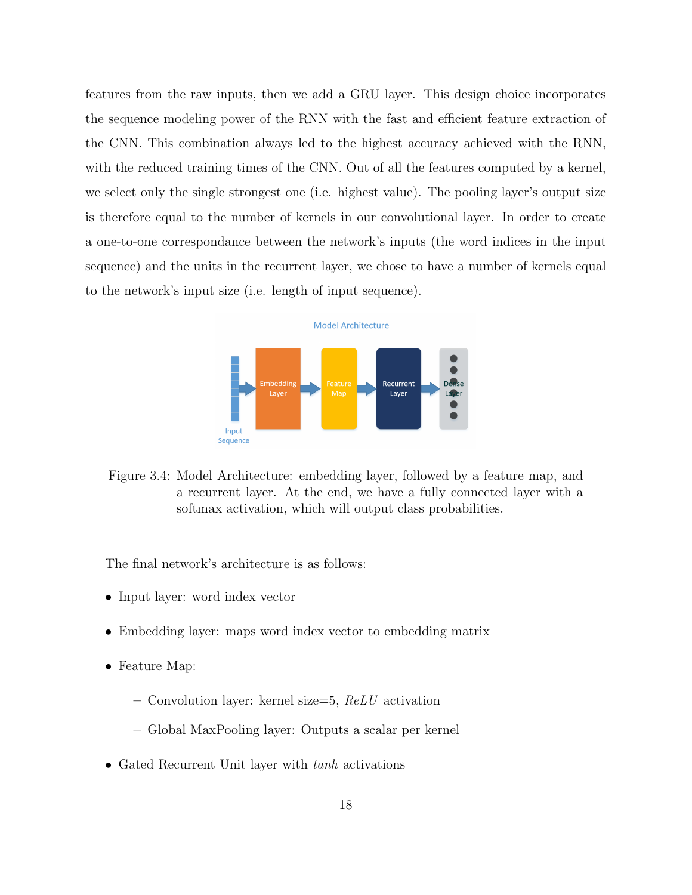features from the raw inputs, then we add a GRU layer. This design choice incorporates the sequence modeling power of the RNN with the fast and efficient feature extraction of the CNN. This combination always led to the highest accuracy achieved with the RNN, with the reduced training times of the CNN. Out of all the features computed by a kernel, we select only the single strongest one (i.e. highest value). The pooling layer's output size is therefore equal to the number of kernels in our convolutional layer. In order to create a one-to-one correspondance between the network's inputs (the word indices in the input sequence) and the units in the recurrent layer, we chose to have a number of kernels equal to the network's input size (i.e. length of input sequence).

Figure 3.4: Model Architecture: embedding layer, followed by a feature map, and a recurrent layer. At the end, we have a fully connected layer with a softmax activation, which will output class probabilities.

The final network's architecture is as follows:

- Input layer: word index vector
- Embedding layer: maps word index vector to embedding matrix
- Feature Map:
  - Convolution layer: kernel size=5, *ReLU* activation
  - Global MaxPooling layer: Outputs a scalar per kernel
- Gated Recurrent Unit layer with *tanh* activations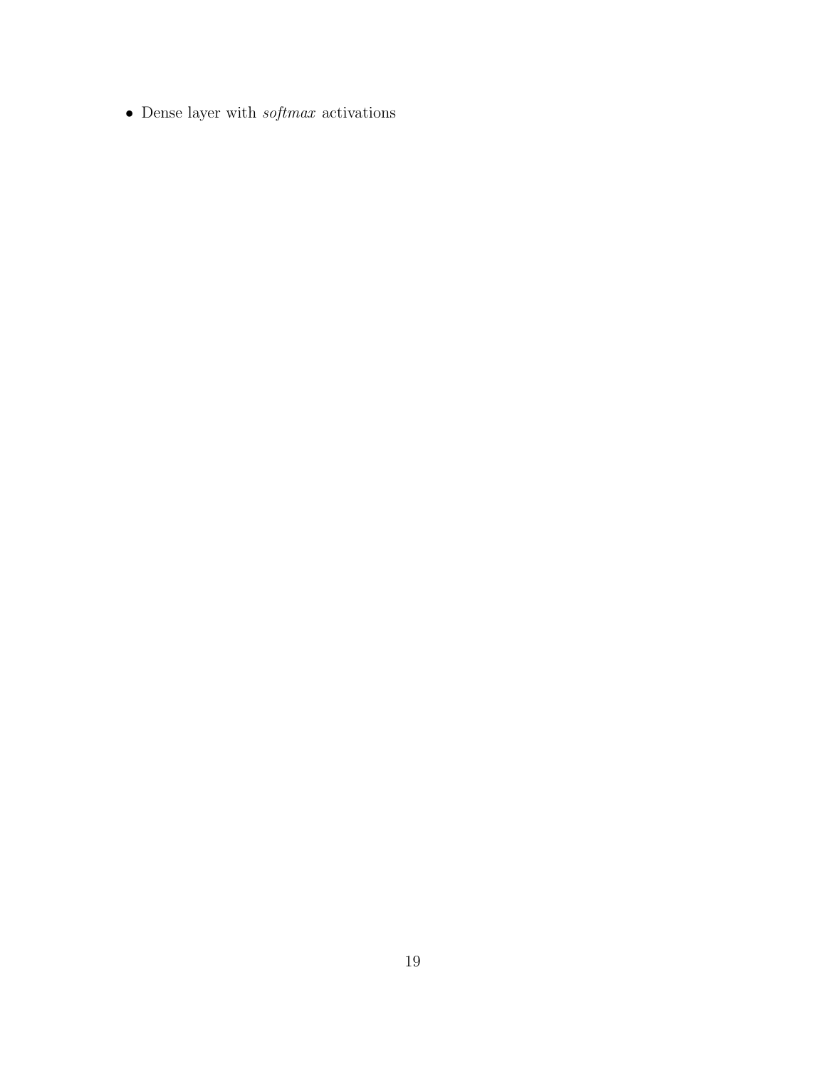- Dense layer with *softmax* activations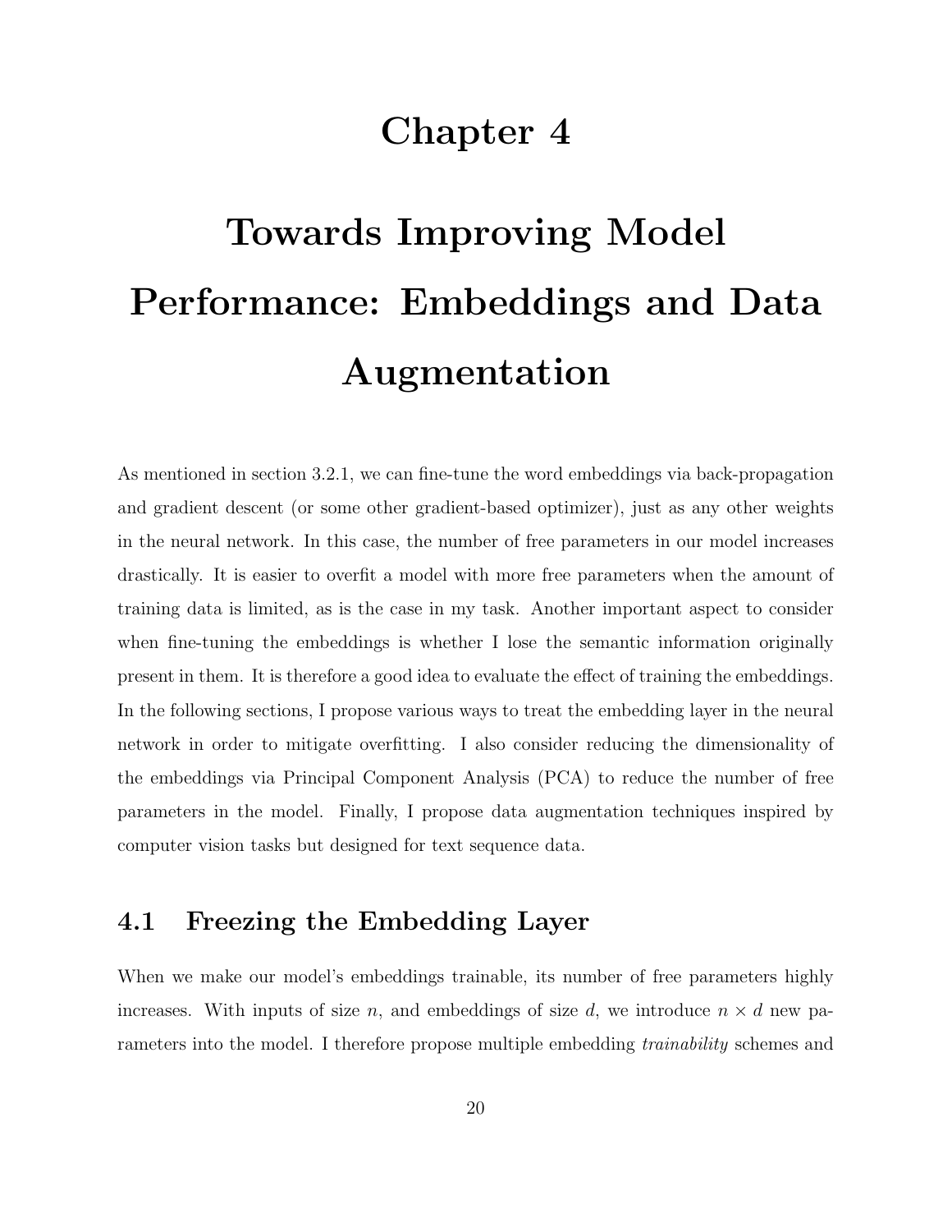# Chapter 4

# Towards Improving Model Performance: Embeddings and Data Augmentation

As mentioned in section 3.2.1, we can fine-tune the word embeddings via back-propagation and gradient descent (or some other gradient-based optimizer), just as any other weights in the neural network. In this case, the number of free parameters in our model increases drastically. It is easier to overfit a model with more free parameters when the amount of training data is limited, as is the case in my task. Another important aspect to consider when fine-tuning the embeddings is whether I lose the semantic information originally present in them. It is therefore a good idea to evaluate the effect of training the embeddings. In the following sections, I propose various ways to treat the embedding layer in the neural network in order to mitigate overfitting. I also consider reducing the dimensionality of the embeddings via Principal Component Analysis (PCA) to reduce the number of free parameters in the model. Finally, I propose data augmentation techniques inspired by computer vision tasks but designed for text sequence data.

## 4.1 Freezing the Embedding Layer

When we make our model's embeddings trainable, its number of free parameters highly increases. With inputs of size $n$, and embeddings of size $d$, we introduce $n \times d$ new parameters into the model. I therefore propose multiple embedding *trainability* schemes and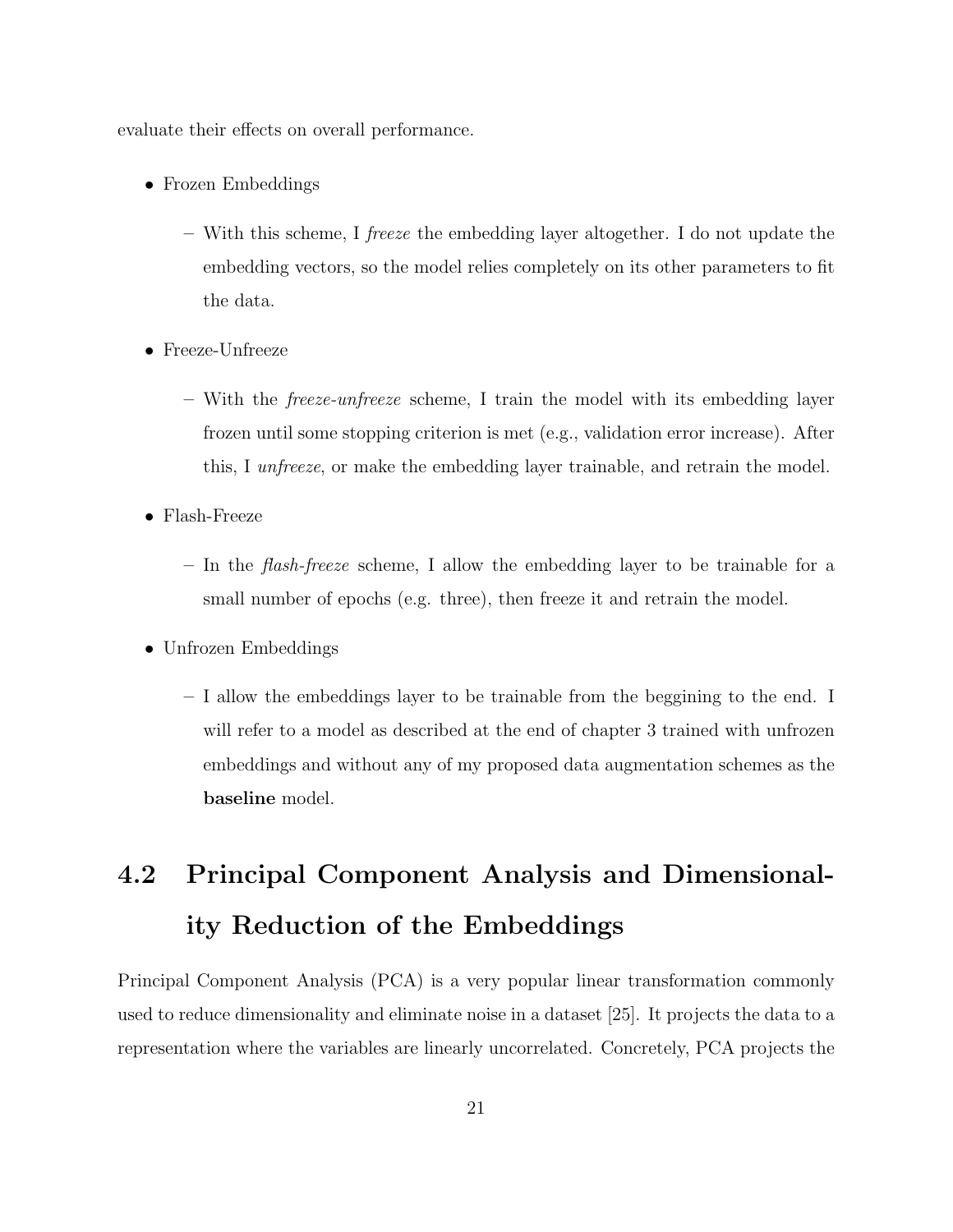evaluate their effects on overall performance.

- Frozen Embeddings
  - With this scheme, I *freeze* the embedding layer altogether. I do not update the embedding vectors, so the model relies completely on its other parameters to fit the data.
- Freeze-Unfreeze
  - With the *freeze-unfreeze* scheme, I train the model with its embedding layer frozen until some stopping criterion is met (e.g., validation error increase). After this, I *unfreeze*, or make the embedding layer trainable, and retrain the model.
- Flash-Freeze
  - In the *flash-freeze* scheme, I allow the embedding layer to be trainable for a small number of epochs (e.g. three), then freeze it and retrain the model.
- Unfrozen Embeddings
  - I allow the embeddings layer to be trainable from the beggining to the end. I will refer to a model as described at the end of chapter 3 trained with unfrozen embeddings and without any of my proposed data augmentation schemes as the **baseline** model.

## 4.2 Principal Component Analysis and Dimensionality Reduction of the Embeddings

Principal Component Analysis (PCA) is a very popular linear transformation commonly used to reduce dimensionality and eliminate noise in a dataset [25]. It projects the data to a representation where the variables are linearly uncorrelated. Concretely, PCA projects the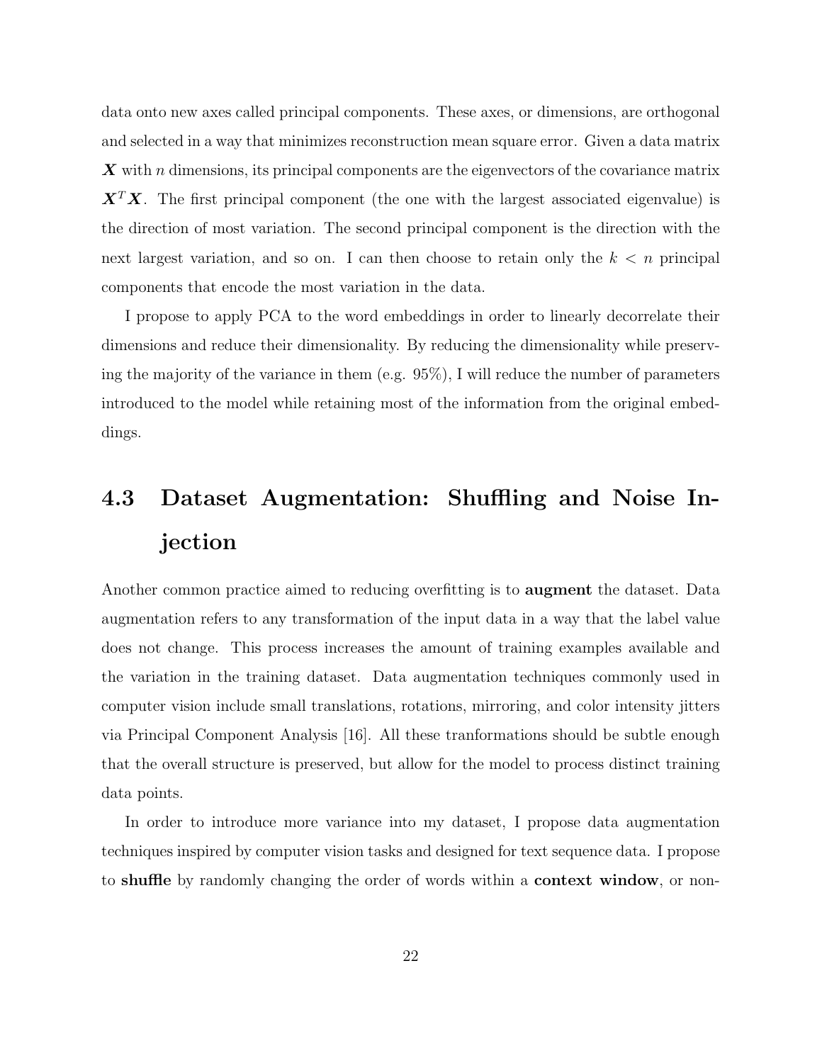data onto new axes called principal components. These axes, or dimensions, are orthogonal and selected in a way that minimizes reconstruction mean square error. Given a data matrix $\boldsymbol{X}$ with $n$ dimensions, its principal components are the eigenvectors of the covariance matrix $\boldsymbol{X}^T\boldsymbol{X}$. The first principal component (the one with the largest associated eigenvalue) is the direction of most variation. The second principal component is the direction with the next largest variation, and so on. I can then choose to retain only the $k < n$ principal components that encode the most variation in the data.

I propose to apply PCA to the word embeddings in order to linearly decorrelate their dimensions and reduce their dimensionality. By reducing the dimensionality while preserving the majority of the variance in them (e.g. 95%), I will reduce the number of parameters introduced to the model while retaining most of the information from the original embeddings.

## 4.3 Dataset Augmentation: Shuffling and Noise Injection

Another common practice aimed to reducing overfitting is to **augment** the dataset. Data augmentation refers to any transformation of the input data in a way that the label value does not change. This process increases the amount of training examples available and the variation in the training dataset. Data augmentation techniques commonly used in computer vision include small translations, rotations, mirroring, and color intensity jitters via Principal Component Analysis [16]. All these tranformations should be subtle enough that the overall structure is preserved, but allow for the model to process distinct training data points.

In order to introduce more variance into my dataset, I propose data augmentation techniques inspired by computer vision tasks and designed for text sequence data. I propose to **shuffle** by randomly changing the order of words within a **context window**, or non-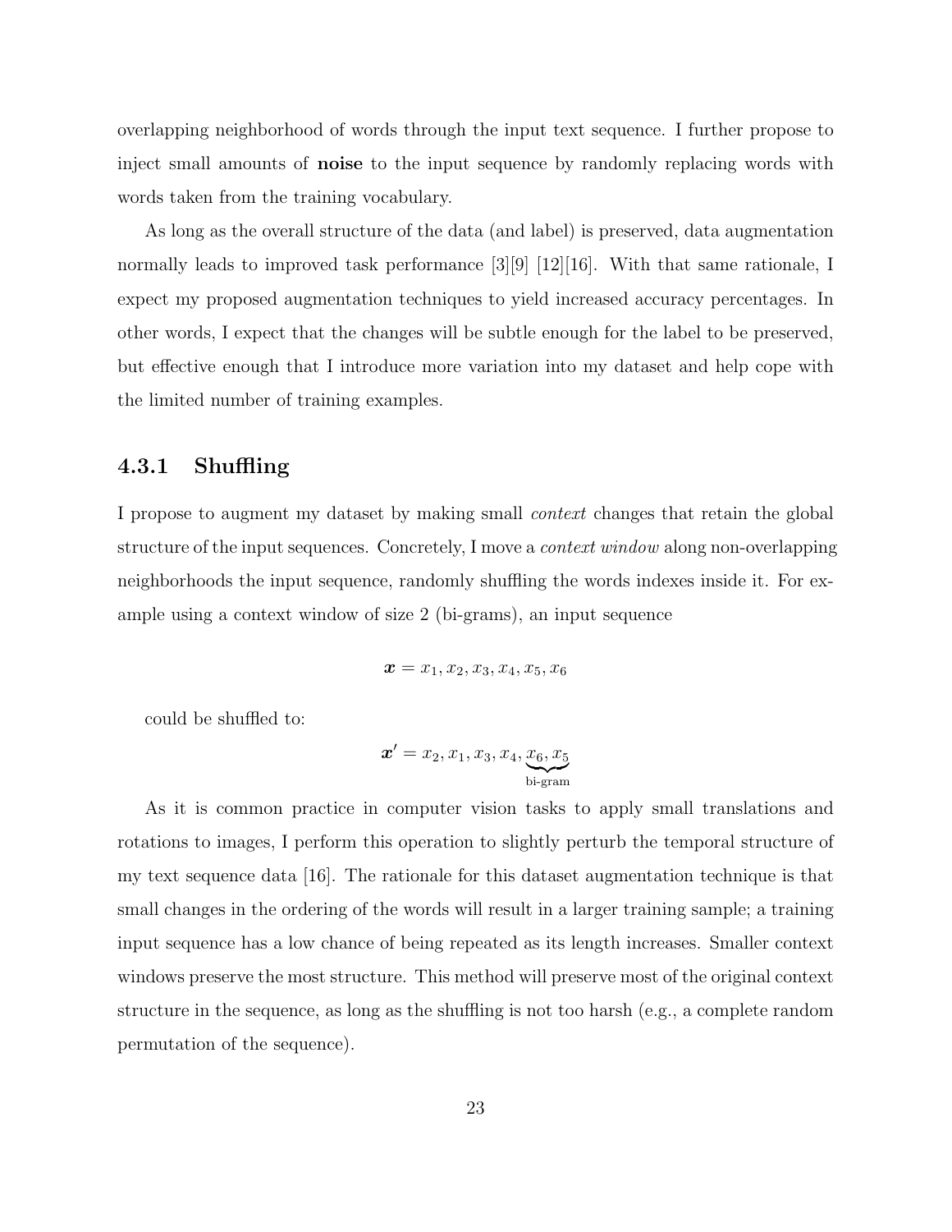overlapping neighborhood of words through the input text sequence. I further propose to inject small amounts of **noise** to the input sequence by randomly replacing words with words taken from the training vocabulary.

As long as the overall structure of the data (and label) is preserved, data augmentation normally leads to improved task performance [3][9] [12][16]. With that same rationale, I expect my proposed augmentation techniques to yield increased accuracy percentages. In other words, I expect that the changes will be subtle enough for the label to be preserved, but effective enough that I introduce more variation into my dataset and help cope with the limited number of training examples.

### 4.3.1 Shuffling

I propose to augment my dataset by making small *context* changes that retain the global structure of the input sequences. Concretely, I move a *context window* along non-overlapping neighborhoods the input sequence, randomly shuffling the words indexes inside it. For example using a context window of size 2 (bi-grams), an input sequence

$$\boldsymbol{x} = x_1, x_2, x_3, x_4, x_5, x_6$$

could be shuffled to:

$$\boldsymbol{x}' = x_2, x_1, x_3, x_4, \underbrace{x_6, x_5}_{\text{bi-gram}}$$

As it is common practice in computer vision tasks to apply small translations and rotations to images, I perform this operation to slightly perturb the temporal structure of my text sequence data [16]. The rationale for this dataset augmentation technique is that small changes in the ordering of the words will result in a larger training sample; a training input sequence has a low chance of being repeated as its length increases. Smaller context windows preserve the most structure. This method will preserve most of the original context structure in the sequence, as long as the shuffling is not too harsh (e.g., a complete random permutation of the sequence).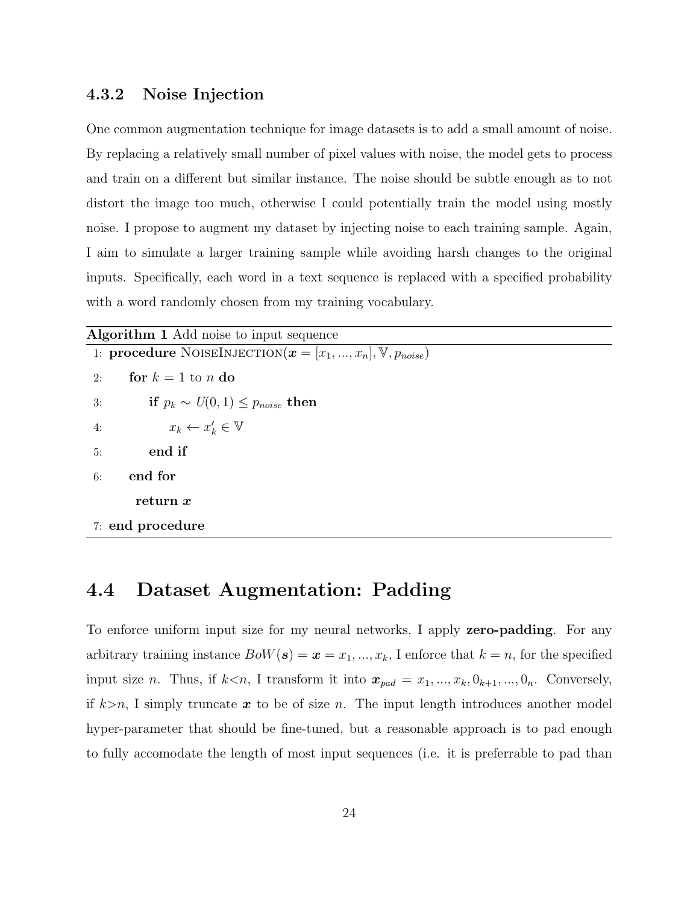### 4.3.2 Noise Injection

One common augmentation technique for image datasets is to add a small amount of noise. By replacing a relatively small number of pixel values with noise, the model gets to process and train on a different but similar instance. The noise should be subtle enough as to not distort the image too much, otherwise I could potentially train the model using mostly noise. I propose to augment my dataset by injecting noise to each training sample. Again, I aim to simulate a larger training sample while avoiding harsh changes to the original inputs. Specifically, each word in a text sequence is replaced with a specified probability with a word randomly chosen from my training vocabulary.

**Algorithm 1** Add noise to input sequence

```
1: procedure NoiseInjection(x = [x_1, ..., x_n], V, p_noise)
2:     for k = 1 to n do
3:         if p_k ~ U(0,1) ≤ p_noise then
4:             x_k ← x'_k ∈ V
5:         end if
6:     end for
       return x
7: end procedure
```

## 4.4 Dataset Augmentation: Padding

To enforce uniform input size for my neural networks, I apply **zero-padding**. For any arbitrary training instance $BoW(\boldsymbol{s}) = \boldsymbol{x} = x_1, ..., x_k$, I enforce that $k = n$, for the specified input size $n$. Thus, if $k<n$, I transform it into $\boldsymbol{x}_{pad} = x_1, ..., x_k, 0_{k+1}, ..., 0_n$. Conversely, if $k>n$, I simply truncate $\boldsymbol{x}$ to be of size $n$. The input length introduces another model hyper-parameter that should be fine-tuned, but a reasonable approach is to pad enough to fully accomodate the length of most input sequences (i.e. it is preferrable to pad than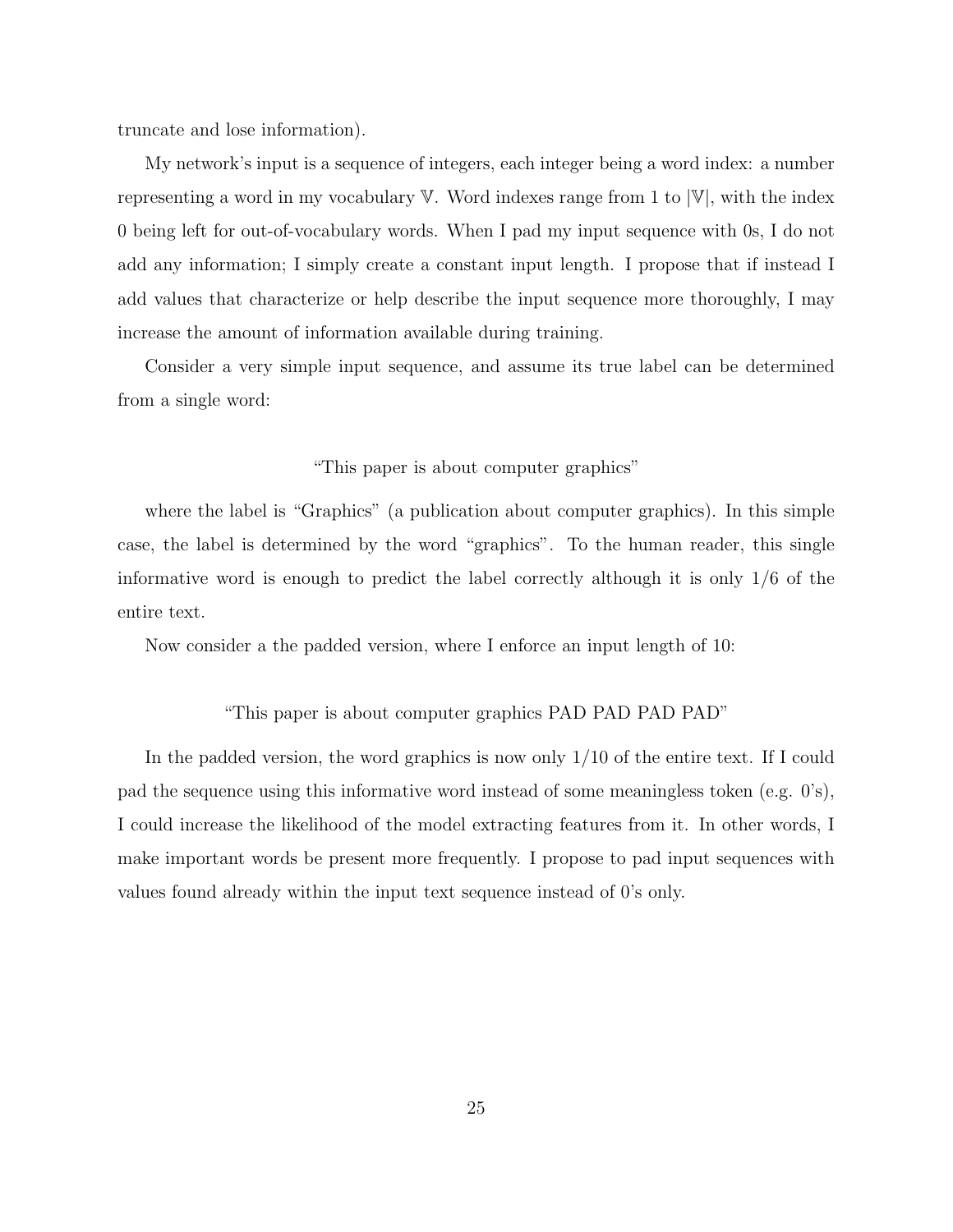truncate and lose information).

My network's input is a sequence of integers, each integer being a word index: a number representing a word in my vocabulary $\mathbb{V}$. Word indexes range from 1 to $|\mathbb{V}|$, with the index 0 being left for out-of-vocabulary words. When I pad my input sequence with 0s, I do not add any information; I simply create a constant input length. I propose that if instead I add values that characterize or help describe the input sequence more thoroughly, I may increase the amount of information available during training.

Consider a very simple input sequence, and assume its true label can be determined from a single word:

"This paper is about computer graphics"

where the label is "Graphics" (a publication about computer graphics). In this simple case, the label is determined by the word "graphics". To the human reader, this single informative word is enough to predict the label correctly although it is only 1/6 of the entire text.

Now consider a the padded version, where I enforce an input length of 10:

"This paper is about computer graphics PAD PAD PAD PAD"

In the padded version, the word graphics is now only 1/10 of the entire text. If I could pad the sequence using this informative word instead of some meaningless token (e.g. 0's), I could increase the likelihood of the model extracting features from it. In other words, I make important words be present more frequently. I propose to pad input sequences with values found already within the input text sequence instead of 0's only.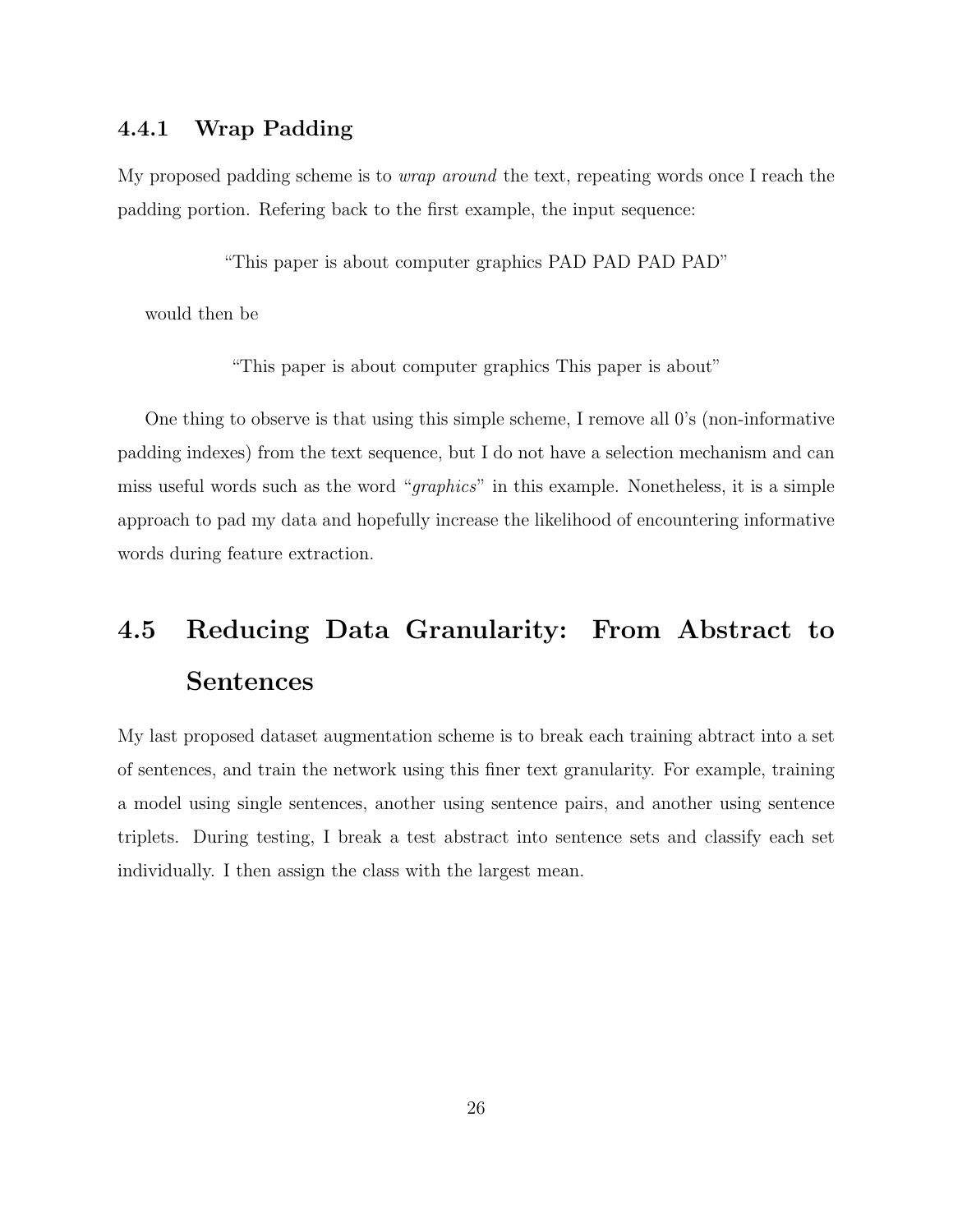### 4.4.1 Wrap Padding

My proposed padding scheme is to *wrap around* the text, repeating words once I reach the padding portion. Refering back to the first example, the input sequence:

"This paper is about computer graphics PAD PAD PAD PAD"

would then be

"This paper is about computer graphics This paper is about"

One thing to observe is that using this simple scheme, I remove all 0's (non-informative padding indexes) from the text sequence, but I do not have a selection mechanism and can miss useful words such as the word "*graphics*" in this example. Nonetheless, it is a simple approach to pad my data and hopefully increase the likelihood of encountering informative words during feature extraction.

## 4.5 Reducing Data Granularity: From Abstract to Sentences

My last proposed dataset augmentation scheme is to break each training abtract into a set of sentences, and train the network using this finer text granularity. For example, training a model using single sentences, another using sentence pairs, and another using sentence triplets. During testing, I break a test abstract into sentence sets and classify each set individually. I then assign the class with the largest mean.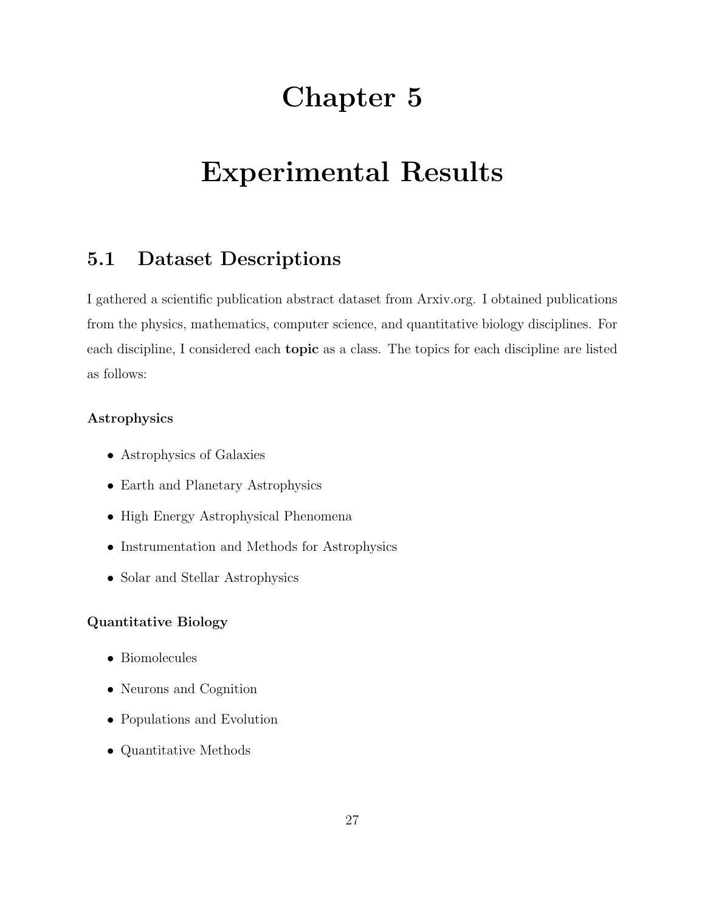# Chapter 5

# Experimental Results

## 5.1 Dataset Descriptions

I gathered a scientific publication abstract dataset from Arxiv.org. I obtained publications from the physics, mathematics, computer science, and quantitative biology disciplines. For each discipline, I considered each **topic** as a class. The topics for each discipline are listed as follows:

#### Astrophysics

- Astrophysics of Galaxies
- Earth and Planetary Astrophysics
- High Energy Astrophysical Phenomena
- Instrumentation and Methods for Astrophysics
- Solar and Stellar Astrophysics

#### Quantitative Biology

- Biomolecules
- Neurons and Cognition
- Populations and Evolution
- Quantitative Methods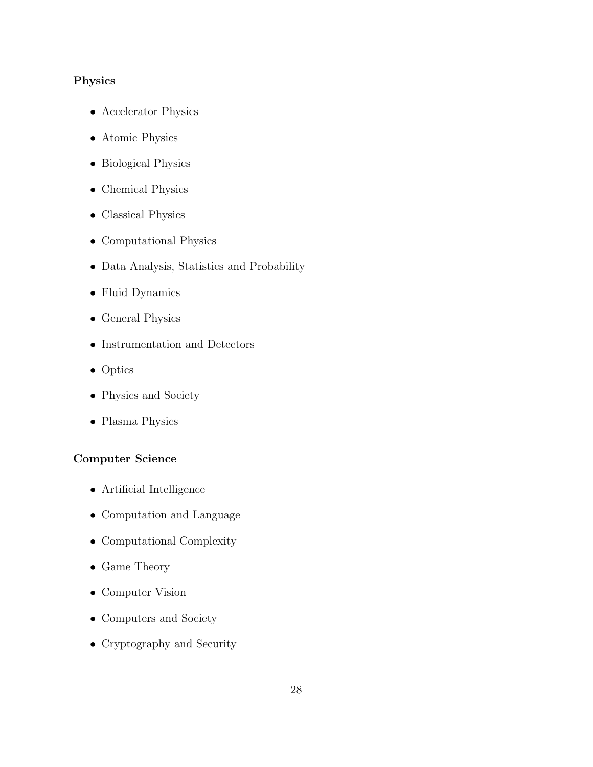**Physics**

- Accelerator Physics
- Atomic Physics
- Biological Physics
- Chemical Physics
- Classical Physics
- Computational Physics
- Data Analysis, Statistics and Probability
- Fluid Dynamics
- General Physics
- Instrumentation and Detectors
- Optics
- Physics and Society
- Plasma Physics

**Computer Science**

- Artificial Intelligence
- Computation and Language
- Computational Complexity
- Game Theory
- Computer Vision
- Computers and Society
- Cryptography and Security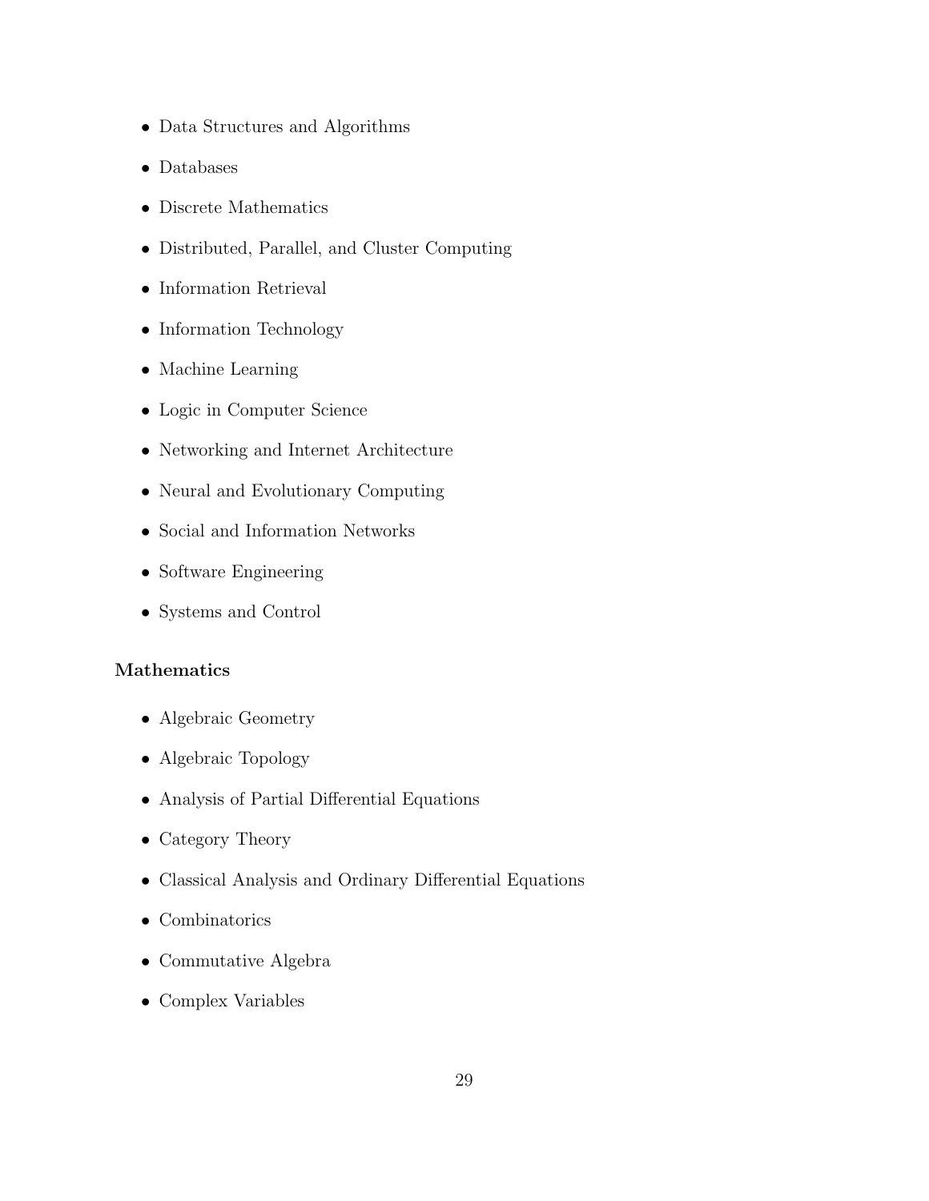- Data Structures and Algorithms
- Databases
- Discrete Mathematics
- Distributed, Parallel, and Cluster Computing
- Information Retrieval
- Information Technology
- Machine Learning
- Logic in Computer Science
- Networking and Internet Architecture
- Neural and Evolutionary Computing
- Social and Information Networks
- Software Engineering
- Systems and Control

**Mathematics**

- Algebraic Geometry
- Algebraic Topology
- Analysis of Partial Differential Equations
- Category Theory
- Classical Analysis and Ordinary Differential Equations
- Combinatorics
- Commutative Algebra
- Complex Variables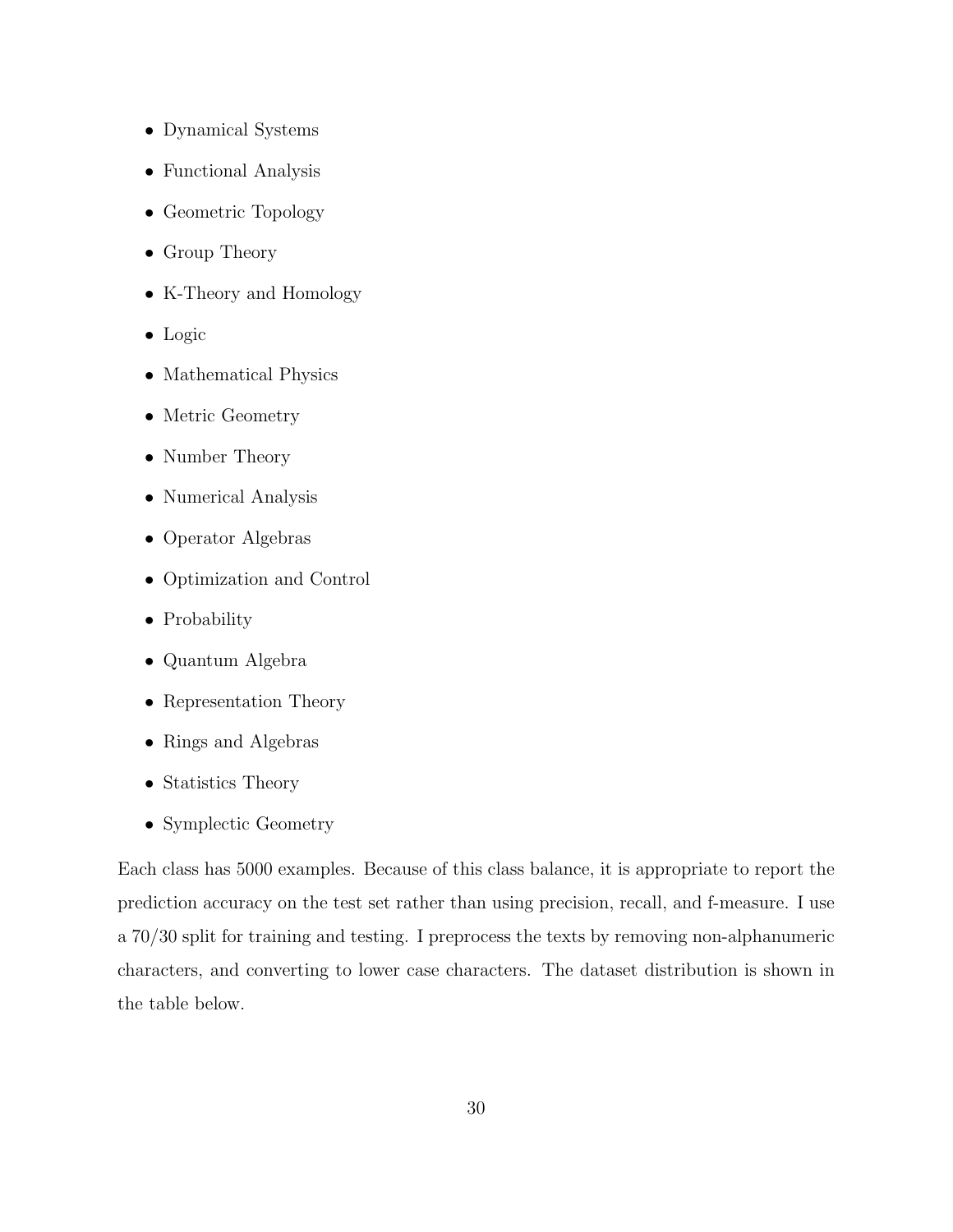- Dynamical Systems
- Functional Analysis
- Geometric Topology
- Group Theory
- K-Theory and Homology
- Logic
- Mathematical Physics
- Metric Geometry
- Number Theory
- Numerical Analysis
- Operator Algebras
- Optimization and Control
- Probability
- Quantum Algebra
- Representation Theory
- Rings and Algebras
- Statistics Theory
- Symplectic Geometry

Each class has 5000 examples. Because of this class balance, it is appropriate to report the prediction accuracy on the test set rather than using precision, recall, and f-measure. I use a 70/30 split for training and testing. I preprocess the texts by removing non-alphanumeric characters, and converting to lower case characters. The dataset distribution is shown in the table below.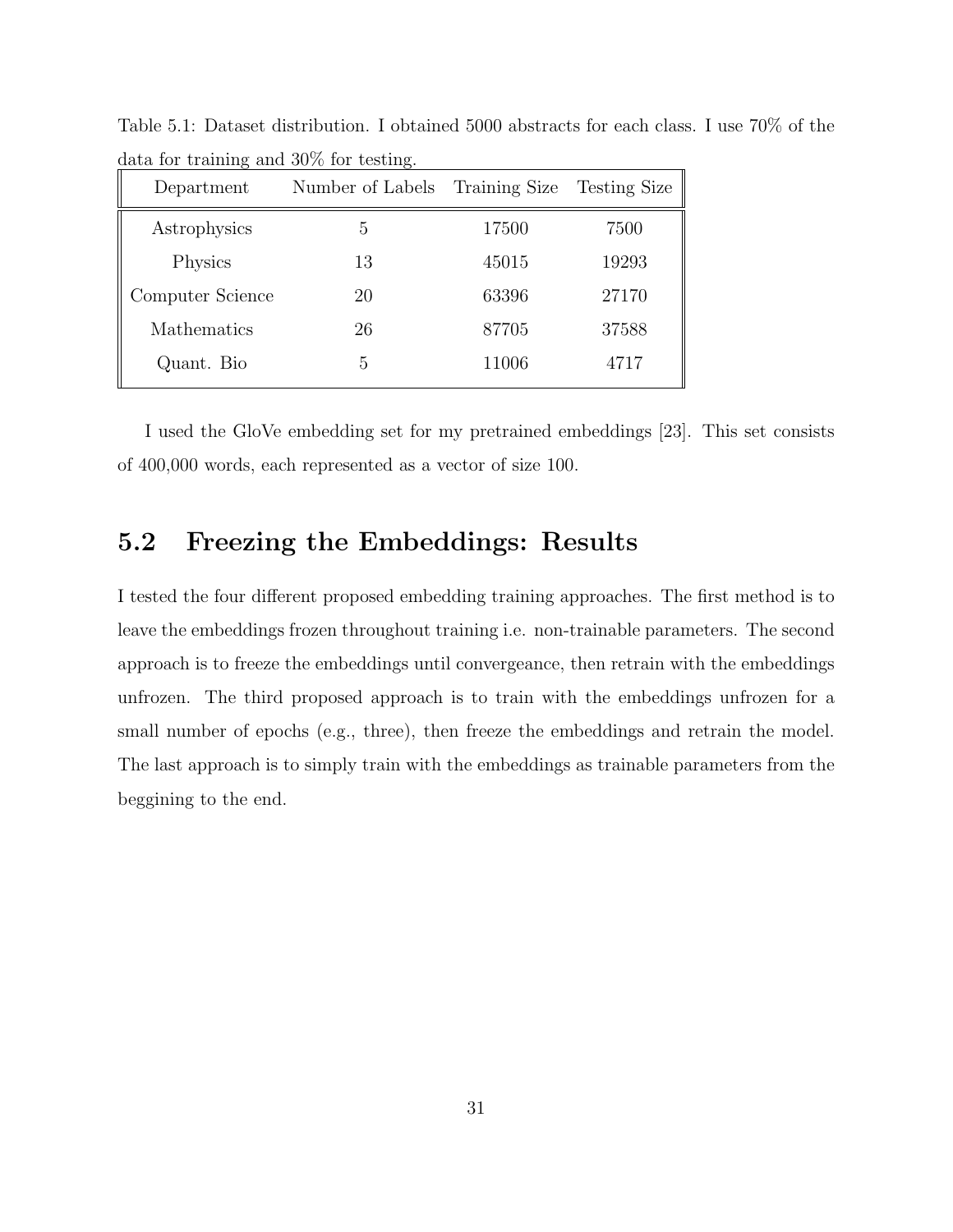Table 5.1: Dataset distribution. I obtained 5000 abstracts for each class. I use 70% of the data for training and 30% for testing.

| Department | Number of Labels | Training Size | Testing Size |
|---|---|---|---|
| Astrophysics | 5 | 17500 | 7500 |
| Physics | 13 | 45015 | 19293 |
| Computer Science | 20 | 63396 | 27170 |
| Mathematics | 26 | 87705 | 37588 |
| Quant. Bio | 5 | 11006 | 4717 |

I used the GloVe embedding set for my pretrained embeddings [23]. This set consists of 400,000 words, each represented as a vector of size 100.

## 5.2 Freezing the Embeddings: Results

I tested the four different proposed embedding training approaches. The first method is to leave the embeddings frozen throughout training i.e. non-trainable parameters. The second approach is to freeze the embeddings until convergeance, then retrain with the embeddings unfrozen. The third proposed approach is to train with the embeddings unfrozen for a small number of epochs (e.g., three), then freeze the embeddings and retrain the model. The last approach is to simply train with the embeddings as trainable parameters from the beggining to the end.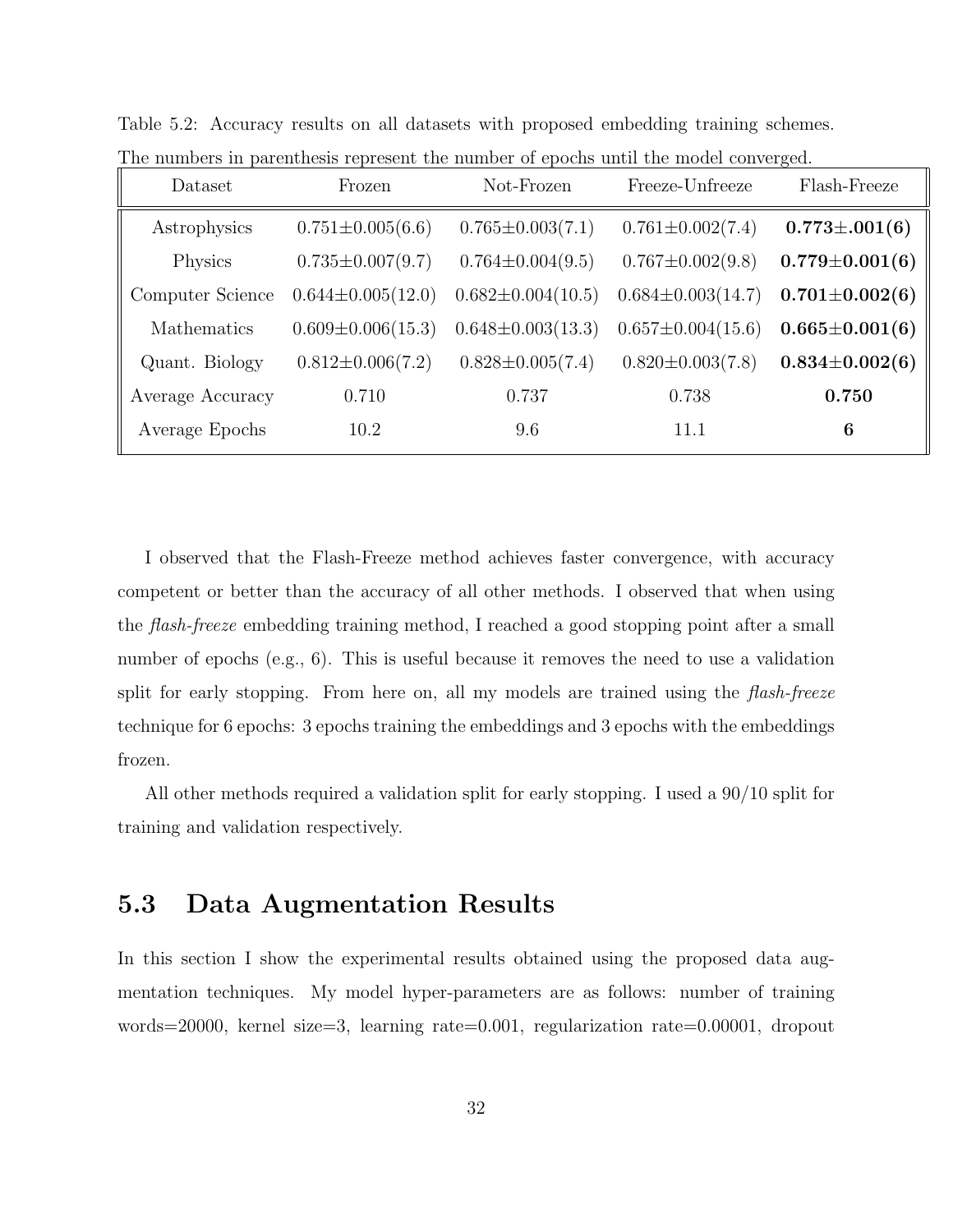Table 5.2: Accuracy results on all datasets with proposed embedding training schemes. The numbers in parenthesis represent the number of epochs until the model converged.

| Dataset | Frozen | Not-Frozen | Freeze-Unfreeze | Flash-Freeze |
|---|---|---|---|---|
| Astrophysics | 0.751±0.005(6.6) | 0.765±0.003(7.1) | 0.761±0.002(7.4) | **0.773±.001(6)** |
| Physics | 0.735±0.007(9.7) | 0.764±0.004(9.5) | 0.767±0.002(9.8) | **0.779±0.001(6)** |
| Computer Science | 0.644±0.005(12.0) | 0.682±0.004(10.5) | 0.684±0.003(14.7) | **0.701±0.002(6)** |
| Mathematics | 0.609±0.006(15.3) | 0.648±0.003(13.3) | 0.657±0.004(15.6) | **0.665±0.001(6)** |
| Quant. Biology | 0.812±0.006(7.2) | 0.828±0.005(7.4) | 0.820±0.003(7.8) | **0.834±0.002(6)** |
| Average Accuracy | 0.710 | 0.737 | 0.738 | **0.750** |
| Average Epochs | 10.2 | 9.6 | 11.1 | **6** |

I observed that the Flash-Freeze method achieves faster convergence, with accuracy competent or better than the accuracy of all other methods. I observed that when using the *flash-freeze* embedding training method, I reached a good stopping point after a small number of epochs (e.g., 6). This is useful because it removes the need to use a validation split for early stopping. From here on, all my models are trained using the *flash-freeze* technique for 6 epochs: 3 epochs training the embeddings and 3 epochs with the embeddings frozen.

All other methods required a validation split for early stopping. I used a 90/10 split for training and validation respectively.

## 5.3 Data Augmentation Results

In this section I show the experimental results obtained using the proposed data augmentation techniques. My model hyper-parameters are as follows: number of training words=20000, kernel size=3, learning rate=0.001, regularization rate=0.00001, dropout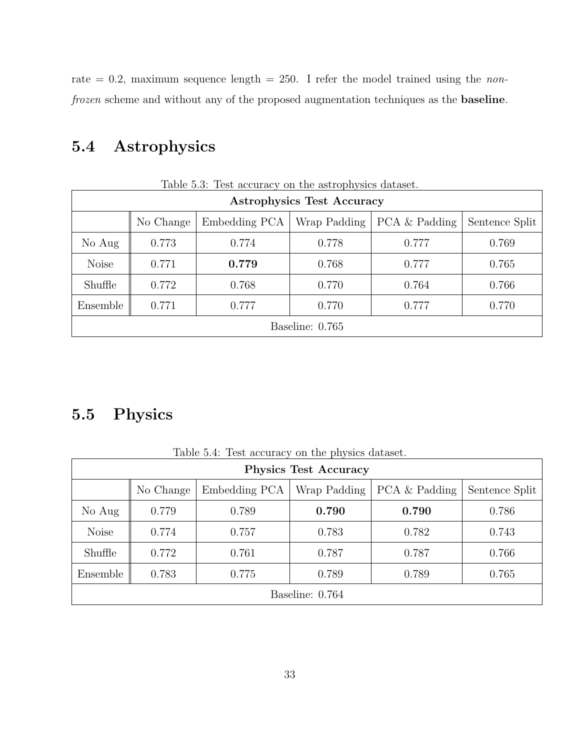rate = 0.2, maximum sequence length = 250. I refer the model trained using the *non-frozen* scheme and without any of the proposed augmentation techniques as the **baseline**.

## 5.4 Astrophysics

Table 5.3: Test accuracy on the astrophysics dataset.

| **Astrophysics Test Accuracy** | | | | | |
|---|---|---|---|---|---|
| | No Change | Embedding PCA | Wrap Padding | PCA & Padding | Sentence Split |
| No Aug | 0.773 | 0.774 | 0.778 | 0.777 | 0.769 |
| Noise | 0.771 | **0.779** | 0.768 | 0.777 | 0.765 |
| Shuffle | 0.772 | 0.768 | 0.770 | 0.764 | 0.766 |
| Ensemble | 0.771 | 0.777 | 0.770 | 0.777 | 0.770 |
| Baseline: 0.765 | | | | | |

## 5.5 Physics

Table 5.4: Test accuracy on the physics dataset.

| **Physics Test Accuracy** | | | | | |
|---|---|---|---|---|---|
| | No Change | Embedding PCA | Wrap Padding | PCA & Padding | Sentence Split |
| No Aug | 0.779 | 0.789 | **0.790** | **0.790** | 0.786 |
| Noise | 0.774 | 0.757 | 0.783 | 0.782 | 0.743 |
| Shuffle | 0.772 | 0.761 | 0.787 | 0.787 | 0.766 |
| Ensemble | 0.783 | 0.775 | 0.789 | 0.789 | 0.765 |
| Baseline: 0.764 | | | | | |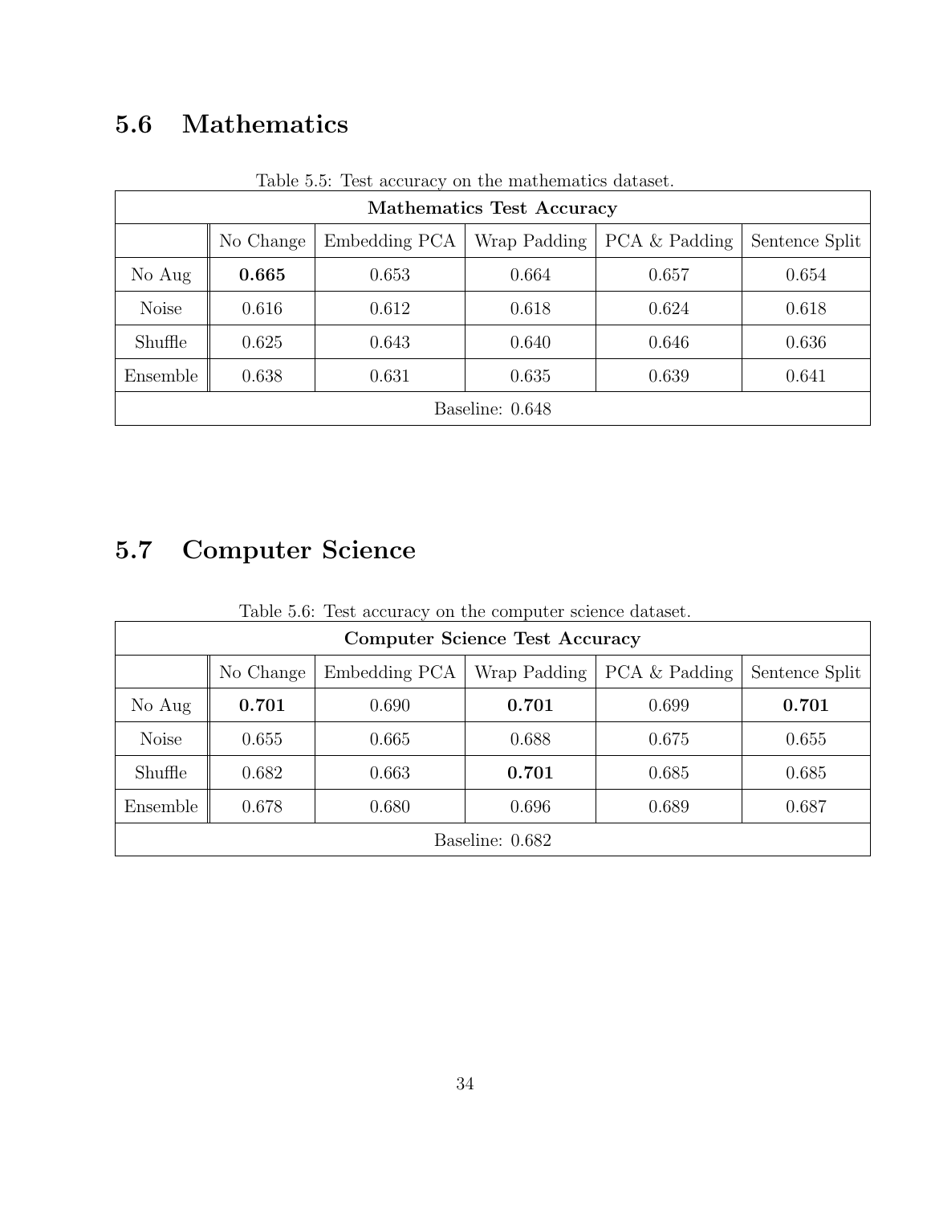## 5.6 Mathematics

Table 5.5: Test accuracy on the mathematics dataset.

| Mathematics Test Accuracy | | | | | |
|---|---|---|---|---|---|
| | No Change | Embedding PCA | Wrap Padding | PCA & Padding | Sentence Split |
| No Aug | **0.665** | 0.653 | 0.664 | 0.657 | 0.654 |
| Noise | 0.616 | 0.612 | 0.618 | 0.624 | 0.618 |
| Shuffle | 0.625 | 0.643 | 0.640 | 0.646 | 0.636 |
| Ensemble | 0.638 | 0.631 | 0.635 | 0.639 | 0.641 |
| Baseline: 0.648 | | | | | |

## 5.7 Computer Science

Table 5.6: Test accuracy on the computer science dataset.

| Computer Science Test Accuracy | | | | | |
|---|---|---|---|---|---|
| | No Change | Embedding PCA | Wrap Padding | PCA & Padding | Sentence Split |
| No Aug | **0.701** | 0.690 | **0.701** | 0.699 | **0.701** |
| Noise | 0.655 | 0.665 | 0.688 | 0.675 | 0.655 |
| Shuffle | 0.682 | 0.663 | **0.701** | 0.685 | 0.685 |
| Ensemble | 0.678 | 0.680 | 0.696 | 0.689 | 0.687 |
| Baseline: 0.682 | | | | | |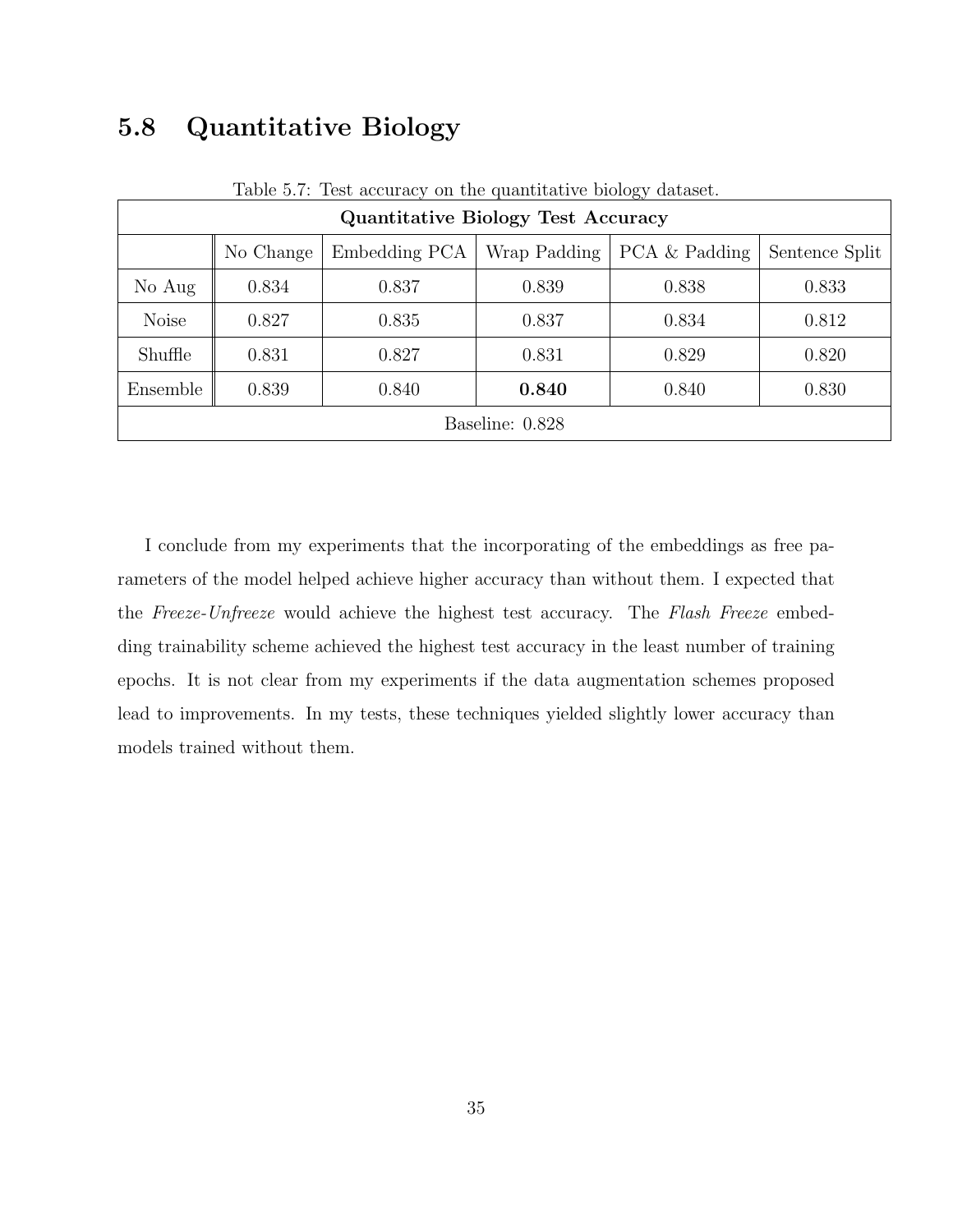## 5.8 Quantitative Biology

Table 5.7: Test accuracy on the quantitative biology dataset.

| Quantitative Biology Test Accuracy | | | | | |
|---|---|---|---|---|---|
| | No Change | Embedding PCA | Wrap Padding | PCA & Padding | Sentence Split |
| No Aug | 0.834 | 0.837 | 0.839 | 0.838 | 0.833 |
| Noise | 0.827 | 0.835 | 0.837 | 0.834 | 0.812 |
| Shuffle | 0.831 | 0.827 | 0.831 | 0.829 | 0.820 |
| Ensemble | 0.839 | 0.840 | **0.840** | 0.840 | 0.830 |
| Baseline: 0.828 | | | | | |

I conclude from my experiments that the incorporating of the embeddings as free parameters of the model helped achieve higher accuracy than without them. I expected that the *Freeze-Unfreeze* would achieve the highest test accuracy. The *Flash Freeze* embedding trainability scheme achieved the highest test accuracy in the least number of training epochs. It is not clear from my experiments if the data augmentation schemes proposed lead to improvements. In my tests, these techniques yielded slightly lower accuracy than models trained without them.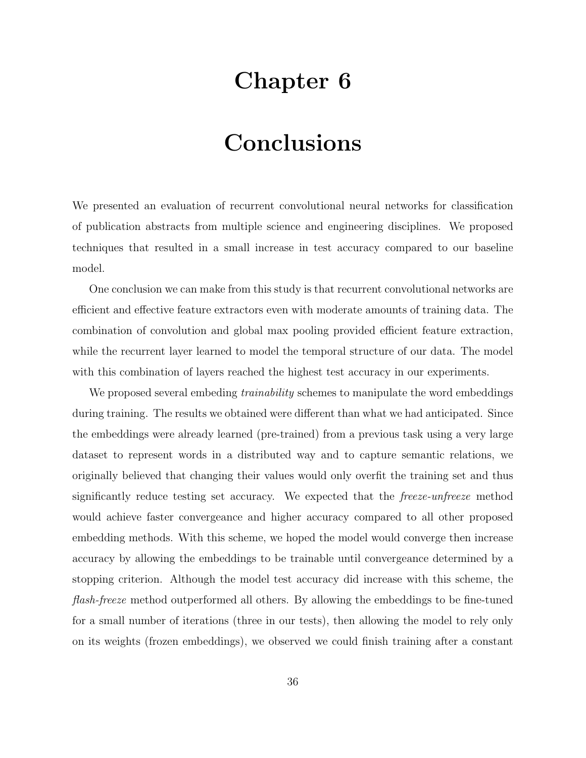# Chapter 6

# Conclusions

We presented an evaluation of recurrent convolutional neural networks for classification of publication abstracts from multiple science and engineering disciplines. We proposed techniques that resulted in a small increase in test accuracy compared to our baseline model.

One conclusion we can make from this study is that recurrent convolutional networks are efficient and effective feature extractors even with moderate amounts of training data. The combination of convolution and global max pooling provided efficient feature extraction, while the recurrent layer learned to model the temporal structure of our data. The model with this combination of layers reached the highest test accuracy in our experiments.

We proposed several embeding *trainability* schemes to manipulate the word embeddings during training. The results we obtained were different than what we had anticipated. Since the embeddings were already learned (pre-trained) from a previous task using a very large dataset to represent words in a distributed way and to capture semantic relations, we originally believed that changing their values would only overfit the training set and thus significantly reduce testing set accuracy. We expected that the *freeze-unfreeze* method would achieve faster convergeance and higher accuracy compared to all other proposed embedding methods. With this scheme, we hoped the model would converge then increase accuracy by allowing the embeddings to be trainable until convergeance determined by a stopping criterion. Although the model test accuracy did increase with this scheme, the *flash-freeze* method outperformed all others. By allowing the embeddings to be fine-tuned for a small number of iterations (three in our tests), then allowing the model to rely only on its weights (frozen embeddings), we observed we could finish training after a constant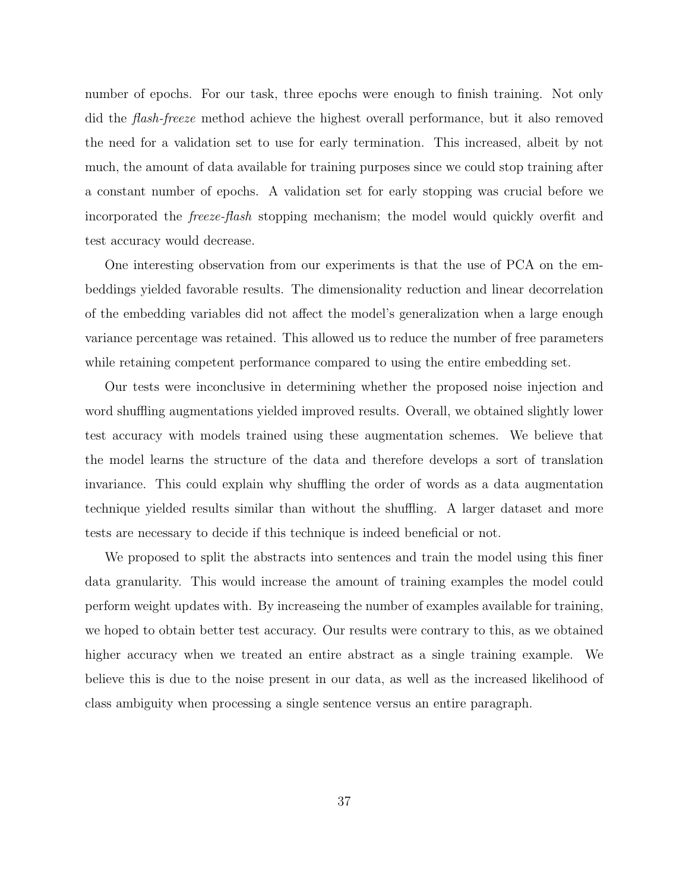number of epochs. For our task, three epochs were enough to finish training. Not only did the *flash-freeze* method achieve the highest overall performance, but it also removed the need for a validation set to use for early termination. This increased, albeit by not much, the amount of data available for training purposes since we could stop training after a constant number of epochs. A validation set for early stopping was crucial before we incorporated the *freeze-flash* stopping mechanism; the model would quickly overfit and test accuracy would decrease.

One interesting observation from our experiments is that the use of PCA on the embeddings yielded favorable results. The dimensionality reduction and linear decorrelation of the embedding variables did not affect the model's generalization when a large enough variance percentage was retained. This allowed us to reduce the number of free parameters while retaining competent performance compared to using the entire embedding set.

Our tests were inconclusive in determining whether the proposed noise injection and word shuffling augmentations yielded improved results. Overall, we obtained slightly lower test accuracy with models trained using these augmentation schemes. We believe that the model learns the structure of the data and therefore develops a sort of translation invariance. This could explain why shuffling the order of words as a data augmentation technique yielded results similar than without the shuffling. A larger dataset and more tests are necessary to decide if this technique is indeed beneficial or not.

We proposed to split the abstracts into sentences and train the model using this finer data granularity. This would increase the amount of training examples the model could perform weight updates with. By increaseing the number of examples available for training, we hoped to obtain better test accuracy. Our results were contrary to this, as we obtained higher accuracy when we treated an entire abstract as a single training example. We believe this is due to the noise present in our data, as well as the increased likelihood of class ambiguity when processing a single sentence versus an entire paragraph.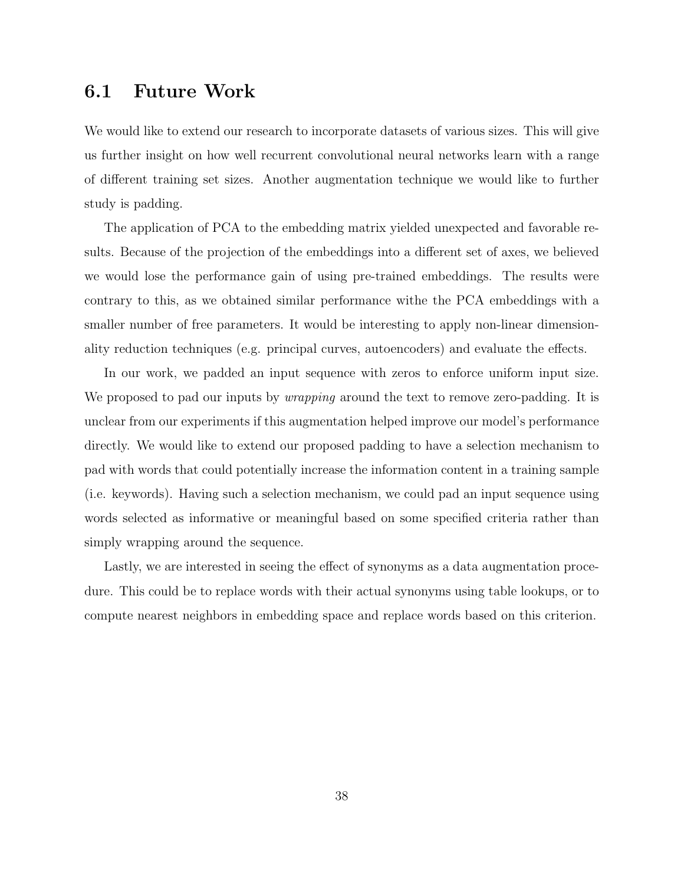## 6.1 Future Work

We would like to extend our research to incorporate datasets of various sizes. This will give us further insight on how well recurrent convolutional neural networks learn with a range of different training set sizes. Another augmentation technique we would like to further study is padding.

The application of PCA to the embedding matrix yielded unexpected and favorable results. Because of the projection of the embeddings into a different set of axes, we believed we would lose the performance gain of using pre-trained embeddings. The results were contrary to this, as we obtained similar performance withe the PCA embeddings with a smaller number of free parameters. It would be interesting to apply non-linear dimensionality reduction techniques (e.g. principal curves, autoencoders) and evaluate the effects.

In our work, we padded an input sequence with zeros to enforce uniform input size. We proposed to pad our inputs by *wrapping* around the text to remove zero-padding. It is unclear from our experiments if this augmentation helped improve our model's performance directly. We would like to extend our proposed padding to have a selection mechanism to pad with words that could potentially increase the information content in a training sample (i.e. keywords). Having such a selection mechanism, we could pad an input sequence using words selected as informative or meaningful based on some specified criteria rather than simply wrapping around the sequence.

Lastly, we are interested in seeing the effect of synonyms as a data augmentation procedure. This could be to replace words with their actual synonyms using table lookups, or to compute nearest neighbors in embedding space and replace words based on this criterion.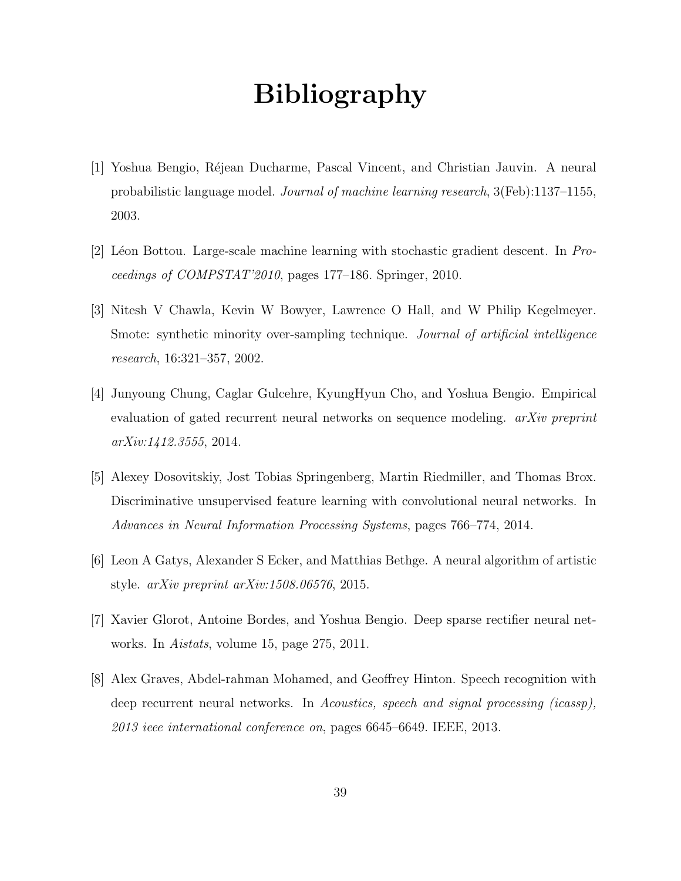# Bibliography

[1] Yoshua Bengio, Réjean Ducharme, Pascal Vincent, and Christian Jauvin. A neural probabilistic language model. *Journal of machine learning research*, 3(Feb):1137–1155, 2003.

[2] Léon Bottou. Large-scale machine learning with stochastic gradient descent. In *Proceedings of COMPSTAT'2010*, pages 177–186. Springer, 2010.

[3] Nitesh V Chawla, Kevin W Bowyer, Lawrence O Hall, and W Philip Kegelmeyer. Smote: synthetic minority over-sampling technique. *Journal of artificial intelligence research*, 16:321–357, 2002.

[4] Junyoung Chung, Caglar Gulcehre, KyungHyun Cho, and Yoshua Bengio. Empirical evaluation of gated recurrent neural networks on sequence modeling. *arXiv preprint arXiv:1412.3555*, 2014.

[5] Alexey Dosovitskiy, Jost Tobias Springenberg, Martin Riedmiller, and Thomas Brox. Discriminative unsupervised feature learning with convolutional neural networks. In *Advances in Neural Information Processing Systems*, pages 766–774, 2014.

[6] Leon A Gatys, Alexander S Ecker, and Matthias Bethge. A neural algorithm of artistic style. *arXiv preprint arXiv:1508.06576*, 2015.

[7] Xavier Glorot, Antoine Bordes, and Yoshua Bengio. Deep sparse rectifier neural networks. In *Aistats*, volume 15, page 275, 2011.

[8] Alex Graves, Abdel-rahman Mohamed, and Geoffrey Hinton. Speech recognition with deep recurrent neural networks. In *Acoustics, speech and signal processing (icassp), 2013 ieee international conference on*, pages 6645–6649. IEEE, 2013.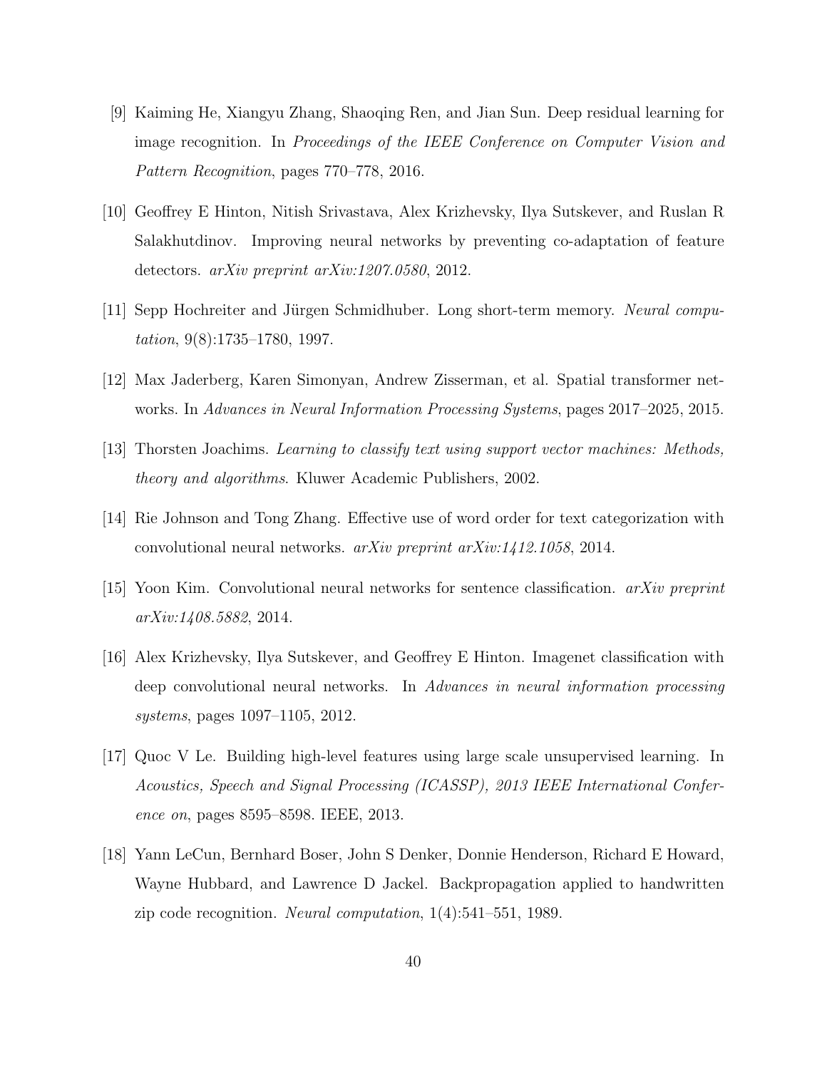[9] Kaiming He, Xiangyu Zhang, Shaoqing Ren, and Jian Sun. Deep residual learning for image recognition. In *Proceedings of the IEEE Conference on Computer Vision and Pattern Recognition*, pages 770–778, 2016.

[10] Geoffrey E Hinton, Nitish Srivastava, Alex Krizhevsky, Ilya Sutskever, and Ruslan R Salakhutdinov. Improving neural networks by preventing co-adaptation of feature detectors. *arXiv preprint arXiv:1207.0580*, 2012.

[11] Sepp Hochreiter and Jürgen Schmidhuber. Long short-term memory. *Neural computation*, 9(8):1735–1780, 1997.

[12] Max Jaderberg, Karen Simonyan, Andrew Zisserman, et al. Spatial transformer networks. In *Advances in Neural Information Processing Systems*, pages 2017–2025, 2015.

[13] Thorsten Joachims. *Learning to classify text using support vector machines: Methods, theory and algorithms*. Kluwer Academic Publishers, 2002.

[14] Rie Johnson and Tong Zhang. Effective use of word order for text categorization with convolutional neural networks. *arXiv preprint arXiv:1412.1058*, 2014.

[15] Yoon Kim. Convolutional neural networks for sentence classification. *arXiv preprint arXiv:1408.5882*, 2014.

[16] Alex Krizhevsky, Ilya Sutskever, and Geoffrey E Hinton. Imagenet classification with deep convolutional neural networks. In *Advances in neural information processing systems*, pages 1097–1105, 2012.

[17] Quoc V Le. Building high-level features using large scale unsupervised learning. In *Acoustics, Speech and Signal Processing (ICASSP), 2013 IEEE International Conference on*, pages 8595–8598. IEEE, 2013.

[18] Yann LeCun, Bernhard Boser, John S Denker, Donnie Henderson, Richard E Howard, Wayne Hubbard, and Lawrence D Jackel. Backpropagation applied to handwritten zip code recognition. *Neural computation*, 1(4):541–551, 1989.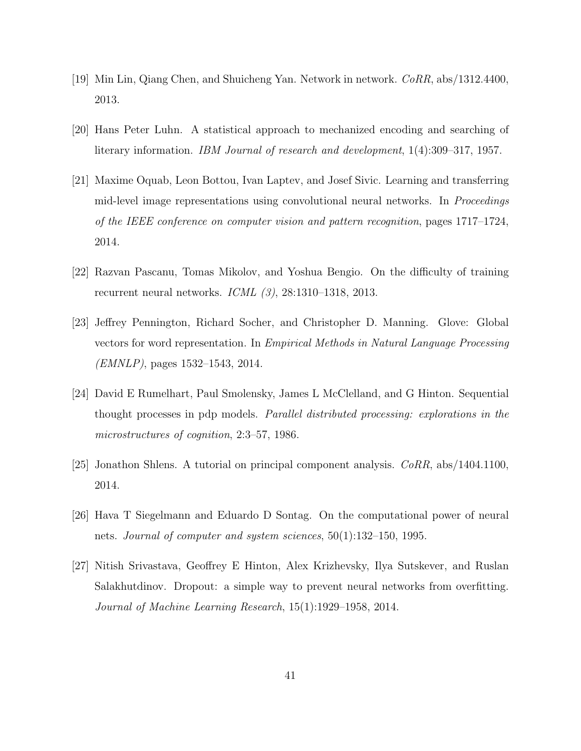[19] Min Lin, Qiang Chen, and Shuicheng Yan. Network in network. *CoRR*, abs/1312.4400, 2013.

[20] Hans Peter Luhn. A statistical approach to mechanized encoding and searching of literary information. *IBM Journal of research and development*, 1(4):309–317, 1957.

[21] Maxime Oquab, Leon Bottou, Ivan Laptev, and Josef Sivic. Learning and transferring mid-level image representations using convolutional neural networks. In *Proceedings of the IEEE conference on computer vision and pattern recognition*, pages 1717–1724, 2014.

[22] Razvan Pascanu, Tomas Mikolov, and Yoshua Bengio. On the difficulty of training recurrent neural networks. *ICML (3)*, 28:1310–1318, 2013.

[23] Jeffrey Pennington, Richard Socher, and Christopher D. Manning. Glove: Global vectors for word representation. In *Empirical Methods in Natural Language Processing (EMNLP)*, pages 1532–1543, 2014.

[24] David E Rumelhart, Paul Smolensky, James L McClelland, and G Hinton. Sequential thought processes in pdp models. *Parallel distributed processing: explorations in the microstructures of cognition*, 2:3–57, 1986.

[25] Jonathon Shlens. A tutorial on principal component analysis. *CoRR*, abs/1404.1100, 2014.

[26] Hava T Siegelmann and Eduardo D Sontag. On the computational power of neural nets. *Journal of computer and system sciences*, 50(1):132–150, 1995.

[27] Nitish Srivastava, Geoffrey E Hinton, Alex Krizhevsky, Ilya Sutskever, and Ruslan Salakhutdinov. Dropout: a simple way to prevent neural networks from overfitting. *Journal of Machine Learning Research*, 15(1):1929–1958, 2014.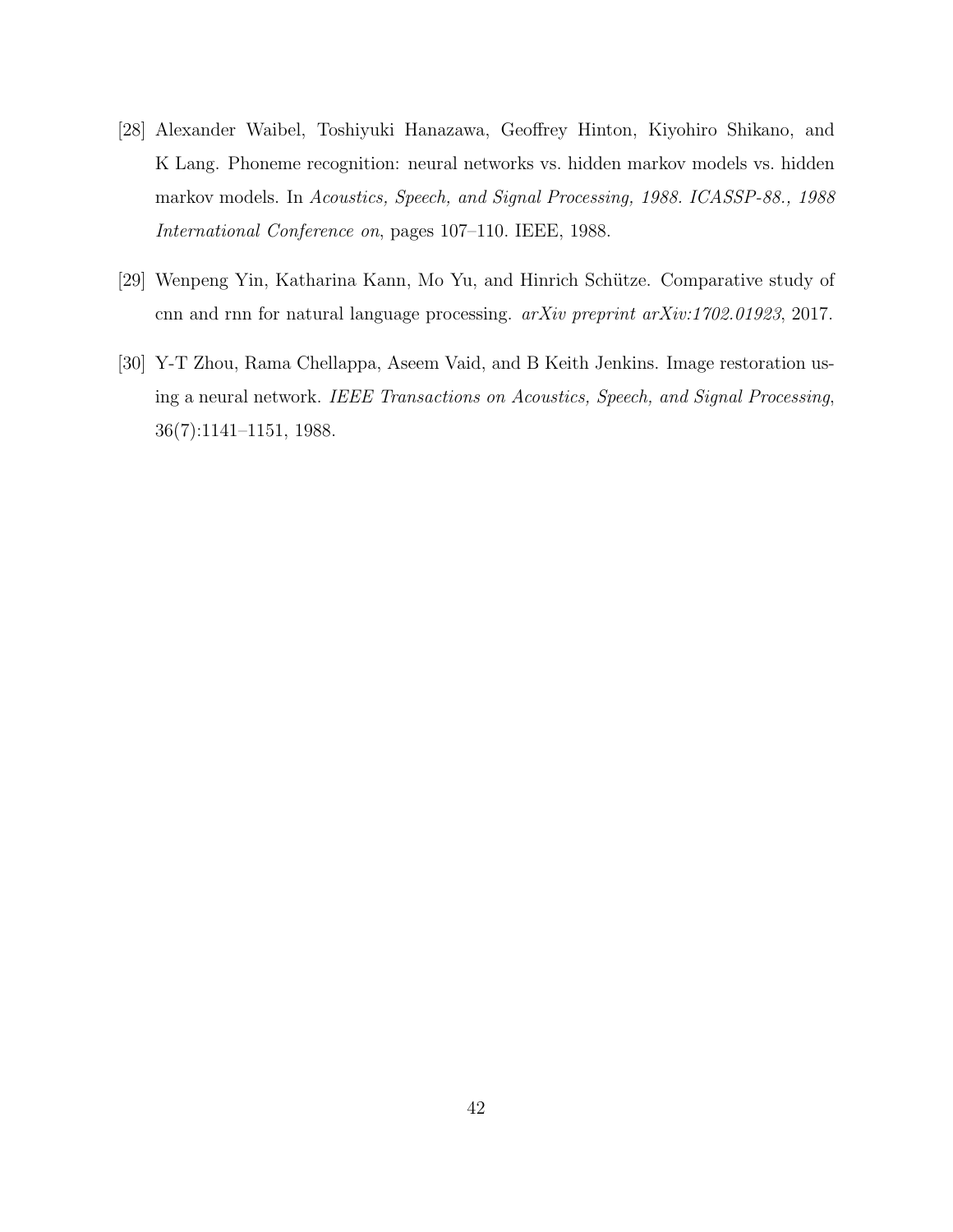[28] Alexander Waibel, Toshiyuki Hanazawa, Geoffrey Hinton, Kiyohiro Shikano, and K Lang. Phoneme recognition: neural networks vs. hidden markov models vs. hidden markov models. In *Acoustics, Speech, and Signal Processing, 1988. ICASSP-88., 1988 International Conference on*, pages 107–110. IEEE, 1988.

[29] Wenpeng Yin, Katharina Kann, Mo Yu, and Hinrich Schütze. Comparative study of cnn and rnn for natural language processing. *arXiv preprint arXiv:1702.01923*, 2017.

[30] Y-T Zhou, Rama Chellappa, Aseem Vaid, and B Keith Jenkins. Image restoration using a neural network. *IEEE Transactions on Acoustics, Speech, and Signal Processing*, 36(7):1141–1151, 1988.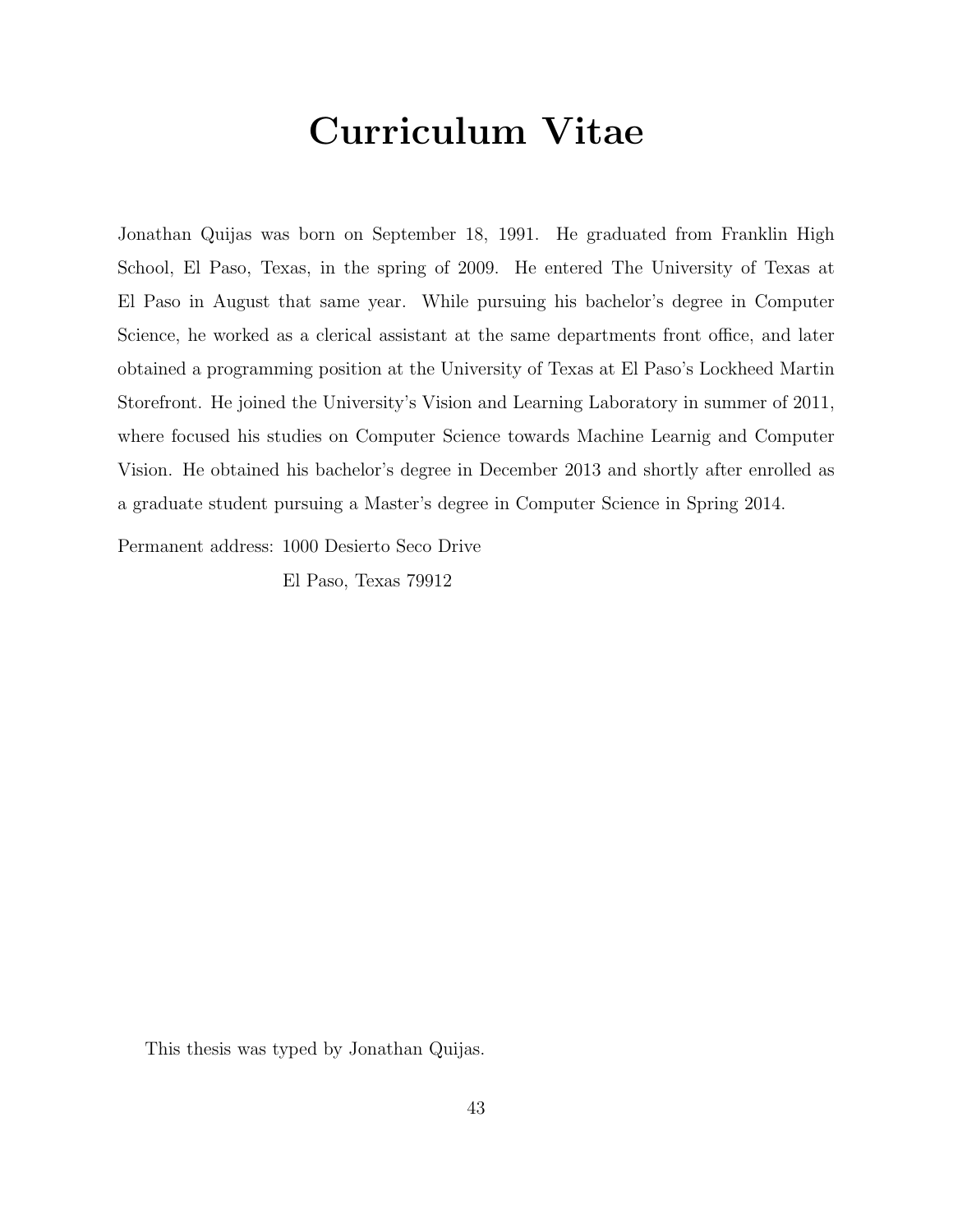# Curriculum Vitae

Jonathan Quijas was born on September 18, 1991. He graduated from Franklin High School, El Paso, Texas, in the spring of 2009. He entered The University of Texas at El Paso in August that same year. While pursuing his bachelor's degree in Computer Science, he worked as a clerical assistant at the same departments front office, and later obtained a programming position at the University of Texas at El Paso's Lockheed Martin Storefront. He joined the University's Vision and Learning Laboratory in summer of 2011, where focused his studies on Computer Science towards Machine Learnig and Computer Vision. He obtained his bachelor's degree in December 2013 and shortly after enrolled as a graduate student pursuing a Master's degree in Computer Science in Spring 2014.

Permanent address: 1000 Desierto Seco Drive
El Paso, Texas 79912

This thesis was typed by Jonathan Quijas.